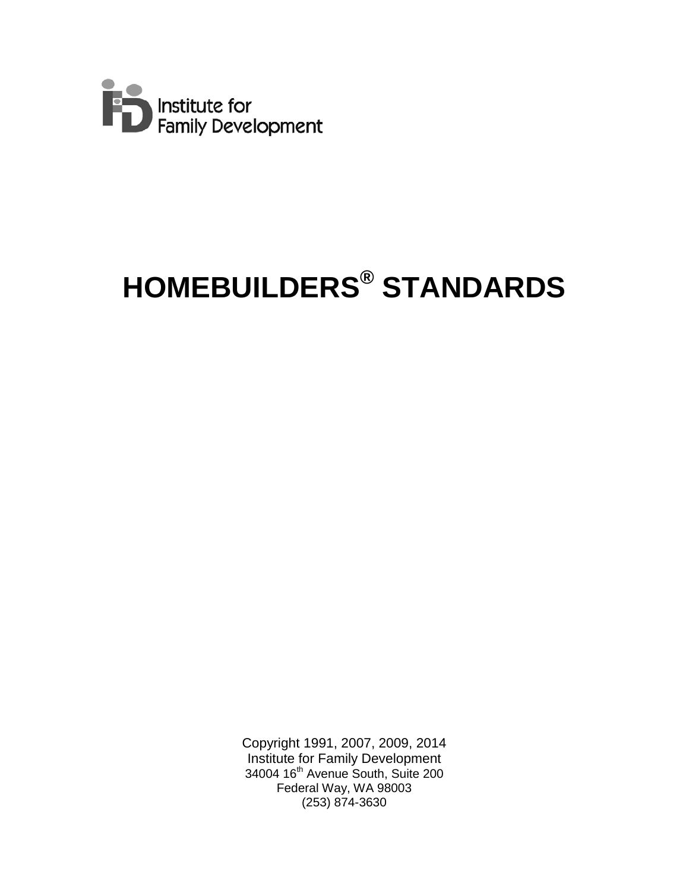Institute for Family Development

# HOMEBUILDERS® STANDARDS

Copyright 1991, 2007, 2009, 2014
Institute for Family Development
34004 16th Avenue South, Suite 200
Federal Way, WA 98003
(253) 874-3630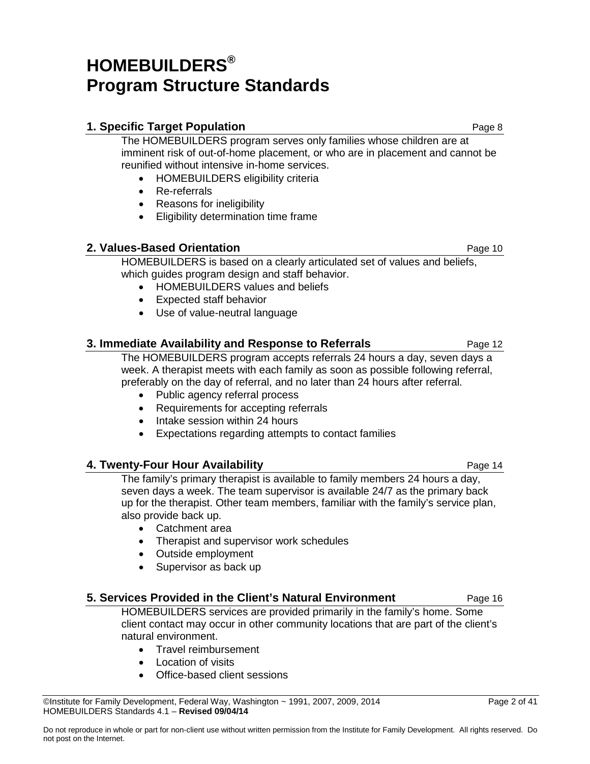# HOMEBUILDERS®
# Program Structure Standards

### 1. Specific Target Population — Page 8

The HOMEBUILDERS program serves only families whose children are at imminent risk of out-of-home placement, or who are in placement and cannot be reunified without intensive in-home services.

- HOMEBUILDERS eligibility criteria
- Re-referrals
- Reasons for ineligibility
- Eligibility determination time frame

### 2. Values-Based Orientation — Page 10

HOMEBUILDERS is based on a clearly articulated set of values and beliefs, which guides program design and staff behavior.

- HOMEBUILDERS values and beliefs
- Expected staff behavior
- Use of value-neutral language

### 3. Immediate Availability and Response to Referrals — Page 12

The HOMEBUILDERS program accepts referrals 24 hours a day, seven days a week. A therapist meets with each family as soon as possible following referral, preferably on the day of referral, and no later than 24 hours after referral.

- Public agency referral process
- Requirements for accepting referrals
- Intake session within 24 hours
- Expectations regarding attempts to contact families

### 4. Twenty-Four Hour Availability — Page 14

The family's primary therapist is available to family members 24 hours a day, seven days a week. The team supervisor is available 24/7 as the primary back up for the therapist. Other team members, familiar with the family's service plan, also provide back up.

- Catchment area
- Therapist and supervisor work schedules
- Outside employment
- Supervisor as back up

### 5. Services Provided in the Client's Natural Environment — Page 16

HOMEBUILDERS services are provided primarily in the family's home. Some client contact may occur in other community locations that are part of the client's natural environment.

- Travel reimbursement
- Location of visits
- Office-based client sessions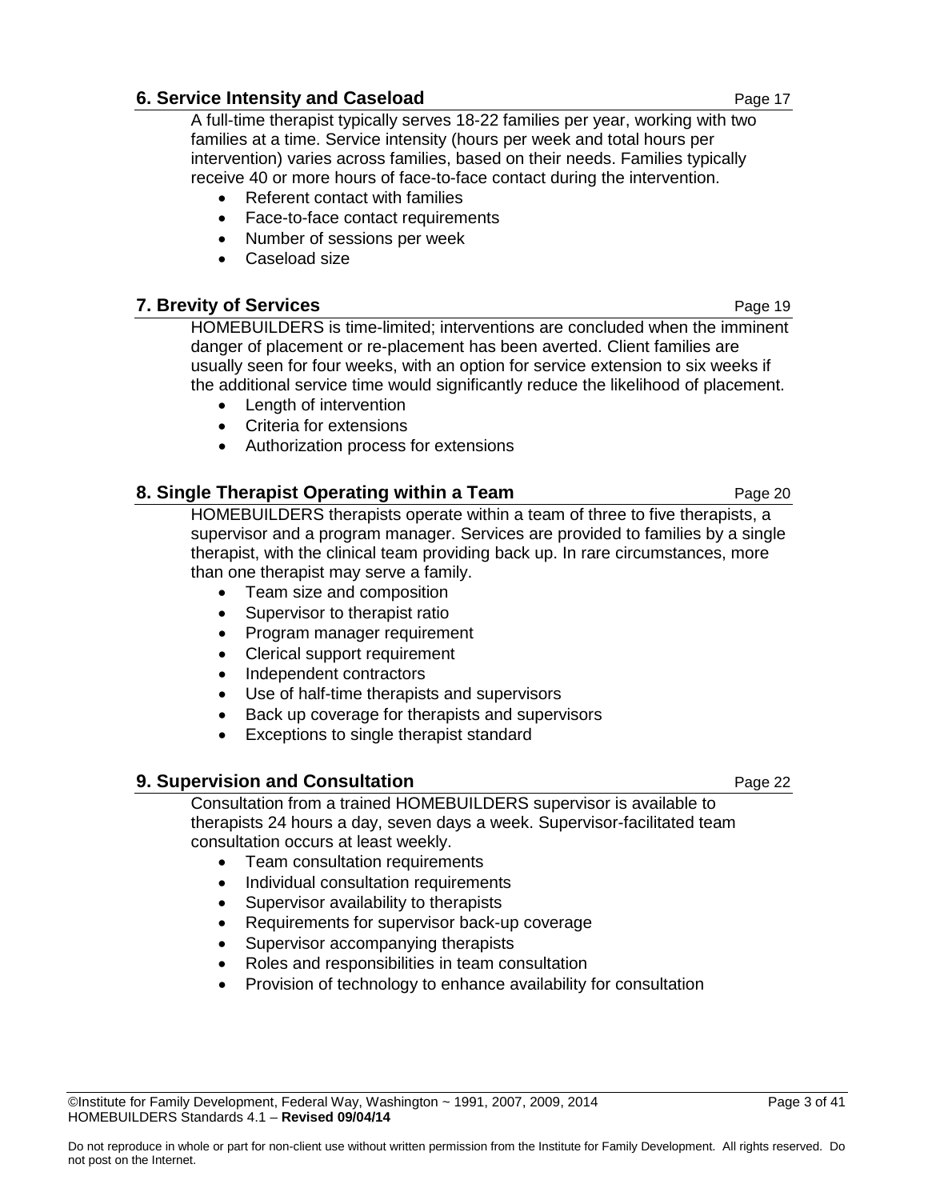## 6. Service Intensity and Caseload — Page 17

A full-time therapist typically serves 18-22 families per year, working with two families at a time. Service intensity (hours per week and total hours per intervention) varies across families, based on their needs. Families typically receive 40 or more hours of face-to-face contact during the intervention.

- Referent contact with families
- Face-to-face contact requirements
- Number of sessions per week
- Caseload size

## 7. Brevity of Services — Page 19

HOMEBUILDERS is time-limited; interventions are concluded when the imminent danger of placement or re-placement has been averted. Client families are usually seen for four weeks, with an option for service extension to six weeks if the additional service time would significantly reduce the likelihood of placement.

- Length of intervention
- Criteria for extensions
- Authorization process for extensions

## 8. Single Therapist Operating within a Team — Page 20

HOMEBUILDERS therapists operate within a team of three to five therapists, a supervisor and a program manager. Services are provided to families by a single therapist, with the clinical team providing back up. In rare circumstances, more than one therapist may serve a family.

- Team size and composition
- Supervisor to therapist ratio
- Program manager requirement
- Clerical support requirement
- Independent contractors
- Use of half-time therapists and supervisors
- Back up coverage for therapists and supervisors
- Exceptions to single therapist standard

## 9. Supervision and Consultation — Page 22

Consultation from a trained HOMEBUILDERS supervisor is available to therapists 24 hours a day, seven days a week. Supervisor-facilitated team consultation occurs at least weekly.

- Team consultation requirements
- Individual consultation requirements
- Supervisor availability to therapists
- Requirements for supervisor back-up coverage
- Supervisor accompanying therapists
- Roles and responsibilities in team consultation
- Provision of technology to enhance availability for consultation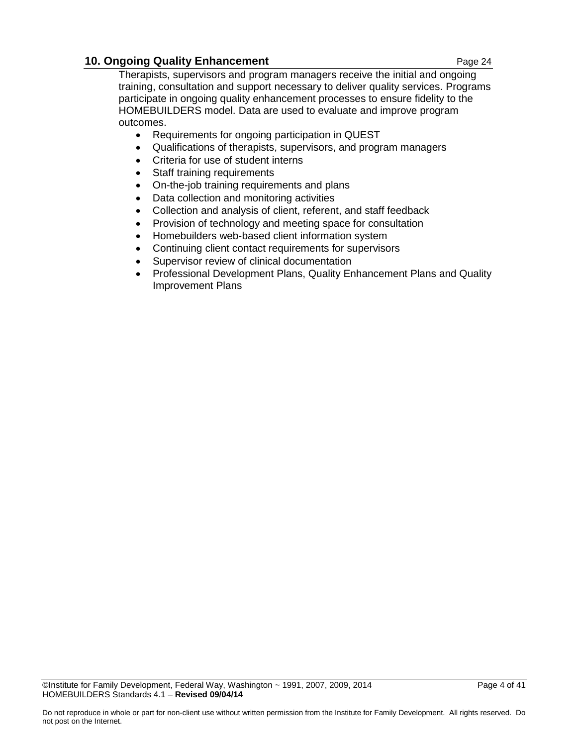## 10. Ongoing Quality Enhancement Page 24

Therapists, supervisors and program managers receive the initial and ongoing training, consultation and support necessary to deliver quality services. Programs participate in ongoing quality enhancement processes to ensure fidelity to the HOMEBUILDERS model. Data are used to evaluate and improve program outcomes.

- Requirements for ongoing participation in QUEST
- Qualifications of therapists, supervisors, and program managers
- Criteria for use of student interns
- Staff training requirements
- On-the-job training requirements and plans
- Data collection and monitoring activities
- Collection and analysis of client, referent, and staff feedback
- Provision of technology and meeting space for consultation
- Homebuilders web-based client information system
- Continuing client contact requirements for supervisors
- Supervisor review of clinical documentation
- Professional Development Plans, Quality Enhancement Plans and Quality Improvement Plans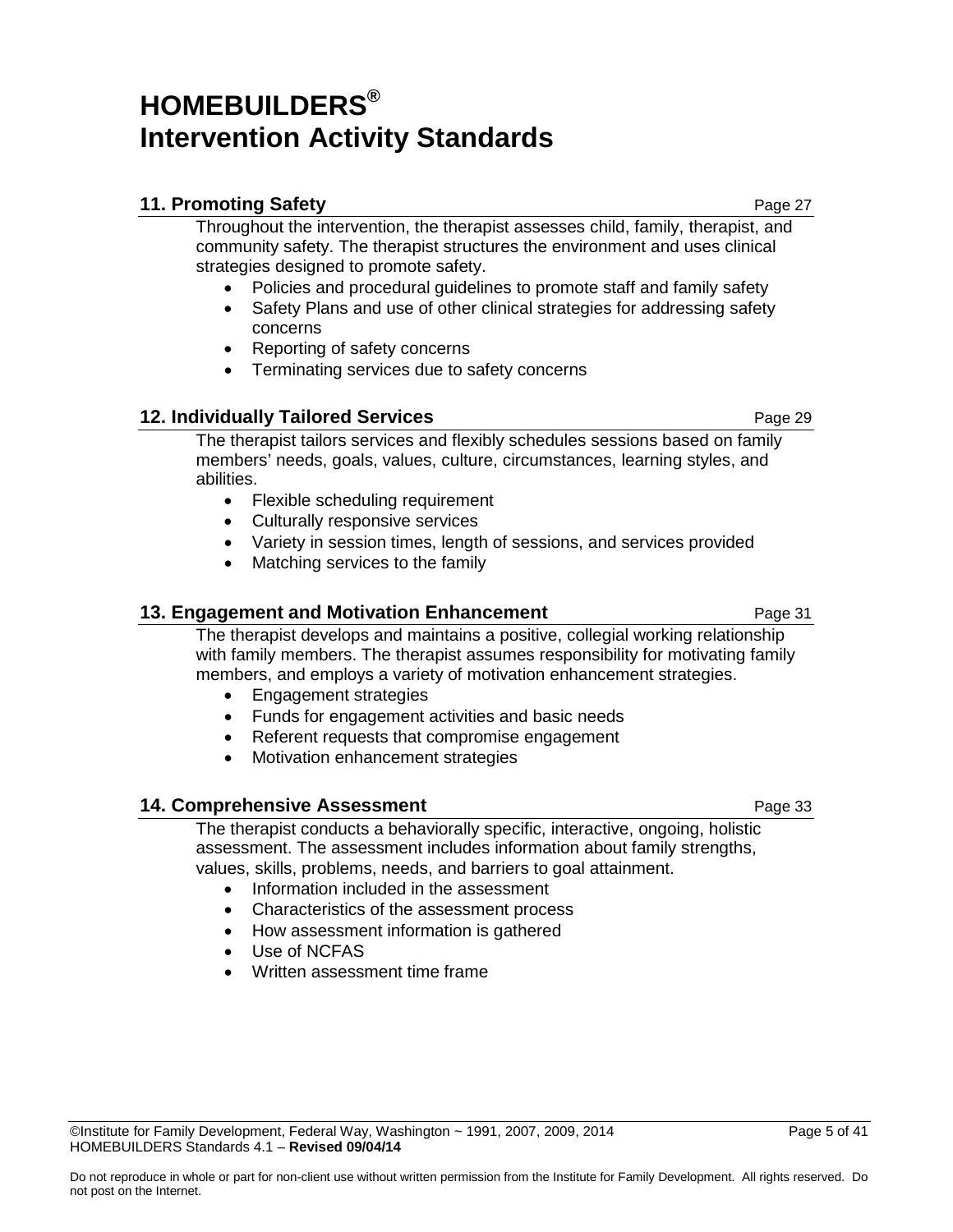# HOMEBUILDERS®
# Intervention Activity Standards

## 11. Promoting Safety — Page 27

Throughout the intervention, the therapist assesses child, family, therapist, and community safety. The therapist structures the environment and uses clinical strategies designed to promote safety.

- Policies and procedural guidelines to promote staff and family safety
- Safety Plans and use of other clinical strategies for addressing safety concerns
- Reporting of safety concerns
- Terminating services due to safety concerns

## 12. Individually Tailored Services — Page 29

The therapist tailors services and flexibly schedules sessions based on family members' needs, goals, values, culture, circumstances, learning styles, and abilities.

- Flexible scheduling requirement
- Culturally responsive services
- Variety in session times, length of sessions, and services provided
- Matching services to the family

## 13. Engagement and Motivation Enhancement — Page 31

The therapist develops and maintains a positive, collegial working relationship with family members. The therapist assumes responsibility for motivating family members, and employs a variety of motivation enhancement strategies.

- Engagement strategies
- Funds for engagement activities and basic needs
- Referent requests that compromise engagement
- Motivation enhancement strategies

## 14. Comprehensive Assessment — Page 33

The therapist conducts a behaviorally specific, interactive, ongoing, holistic assessment. The assessment includes information about family strengths, values, skills, problems, needs, and barriers to goal attainment.

- Information included in the assessment
- Characteristics of the assessment process
- How assessment information is gathered
- Use of NCFAS
- Written assessment time frame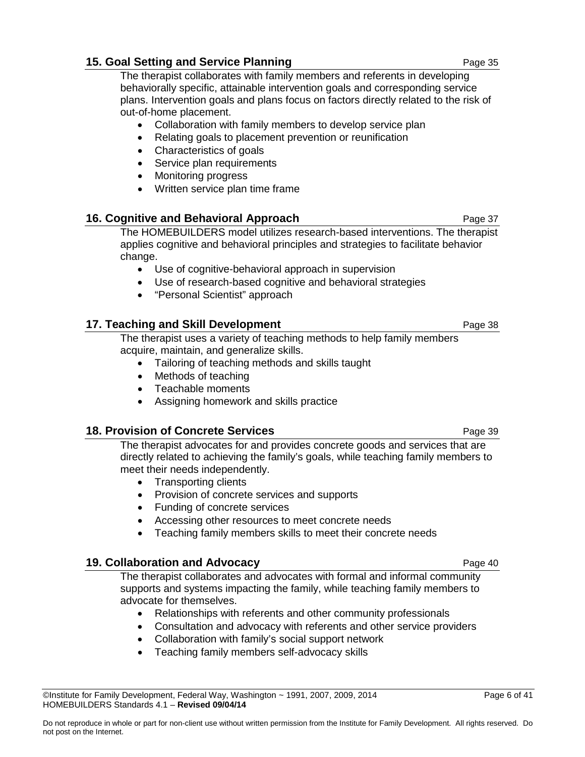## 15. Goal Setting and Service Planning Page 35

The therapist collaborates with family members and referents in developing behaviorally specific, attainable intervention goals and corresponding service plans. Intervention goals and plans focus on factors directly related to the risk of out-of-home placement.

- Collaboration with family members to develop service plan
- Relating goals to placement prevention or reunification
- Characteristics of goals
- Service plan requirements
- Monitoring progress
- Written service plan time frame

## 16. Cognitive and Behavioral Approach Page 37

The HOMEBUILDERS model utilizes research-based interventions. The therapist applies cognitive and behavioral principles and strategies to facilitate behavior change.

- Use of cognitive-behavioral approach in supervision
- Use of research-based cognitive and behavioral strategies
- "Personal Scientist" approach

## 17. Teaching and Skill Development Page 38

The therapist uses a variety of teaching methods to help family members acquire, maintain, and generalize skills.

- Tailoring of teaching methods and skills taught
- Methods of teaching
- Teachable moments
- Assigning homework and skills practice

## 18. Provision of Concrete Services Page 39

The therapist advocates for and provides concrete goods and services that are directly related to achieving the family's goals, while teaching family members to meet their needs independently.

- Transporting clients
- Provision of concrete services and supports
- Funding of concrete services
- Accessing other resources to meet concrete needs
- Teaching family members skills to meet their concrete needs

## 19. Collaboration and Advocacy Page 40

The therapist collaborates and advocates with formal and informal community supports and systems impacting the family, while teaching family members to advocate for themselves.

- Relationships with referents and other community professionals
- Consultation and advocacy with referents and other service providers
- Collaboration with family's social support network
- Teaching family members self-advocacy skills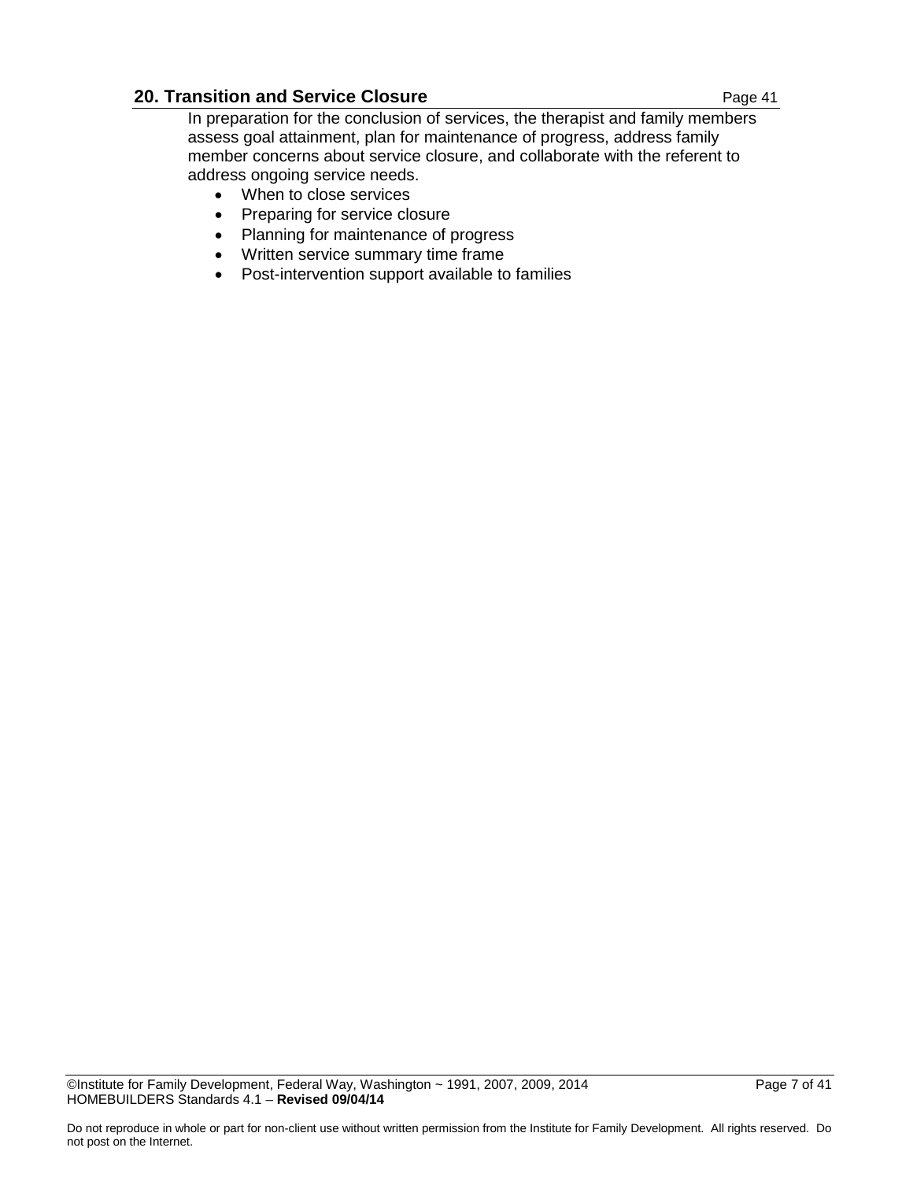## 20. Transition and Service Closure — Page 41

In preparation for the conclusion of services, the therapist and family members assess goal attainment, plan for maintenance of progress, address family member concerns about service closure, and collaborate with the referent to address ongoing service needs.

- When to close services
- Preparing for service closure
- Planning for maintenance of progress
- Written service summary time frame
- Post-intervention support available to families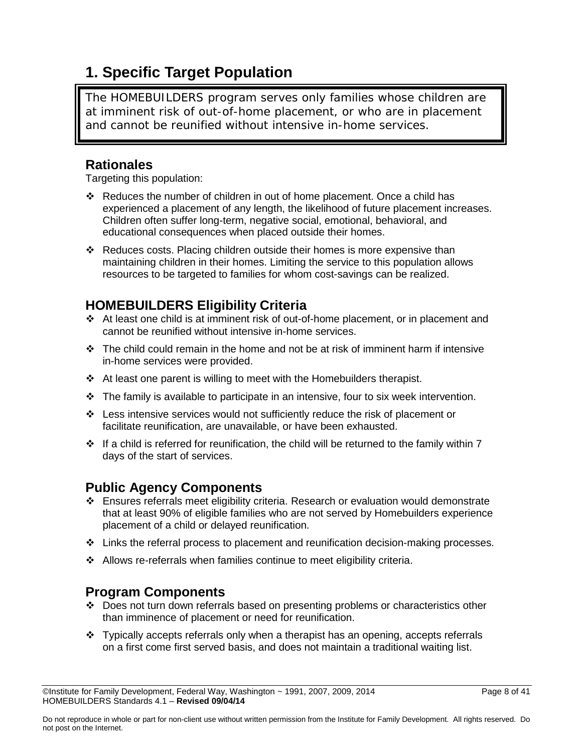## 1. Specific Target Population

> The HOMEBUILDERS program serves only families whose children are at imminent risk of out-of-home placement, or who are in placement and cannot be reunified without intensive in-home services.

### Rationales

Targeting this population:

- Reduces the number of children in out of home placement. Once a child has experienced a placement of any length, the likelihood of future placement increases. Children often suffer long-term, negative social, emotional, behavioral, and educational consequences when placed outside their homes.
- Reduces costs. Placing children outside their homes is more expensive than maintaining children in their homes. Limiting the service to this population allows resources to be targeted to families for whom cost-savings can be realized.

### HOMEBUILDERS Eligibility Criteria

- At least one child is at imminent risk of out-of-home placement, or in placement and cannot be reunified without intensive in-home services.
- The child could remain in the home and not be at risk of imminent harm if intensive in-home services were provided.
- At least one parent is willing to meet with the Homebuilders therapist.
- The family is available to participate in an intensive, four to six week intervention.
- Less intensive services would not sufficiently reduce the risk of placement or facilitate reunification, are unavailable, or have been exhausted.
- If a child is referred for reunification, the child will be returned to the family within 7 days of the start of services.

### Public Agency Components

- Ensures referrals meet eligibility criteria. Research or evaluation would demonstrate that at least 90% of eligible families who are not served by Homebuilders experience placement of a child or delayed reunification.
- Links the referral process to placement and reunification decision-making processes.
- Allows re-referrals when families continue to meet eligibility criteria.

### Program Components

- Does not turn down referrals based on presenting problems or characteristics other than imminence of placement or need for reunification.
- Typically accepts referrals only when a therapist has an opening, accepts referrals on a first come first served basis, and does not maintain a traditional waiting list.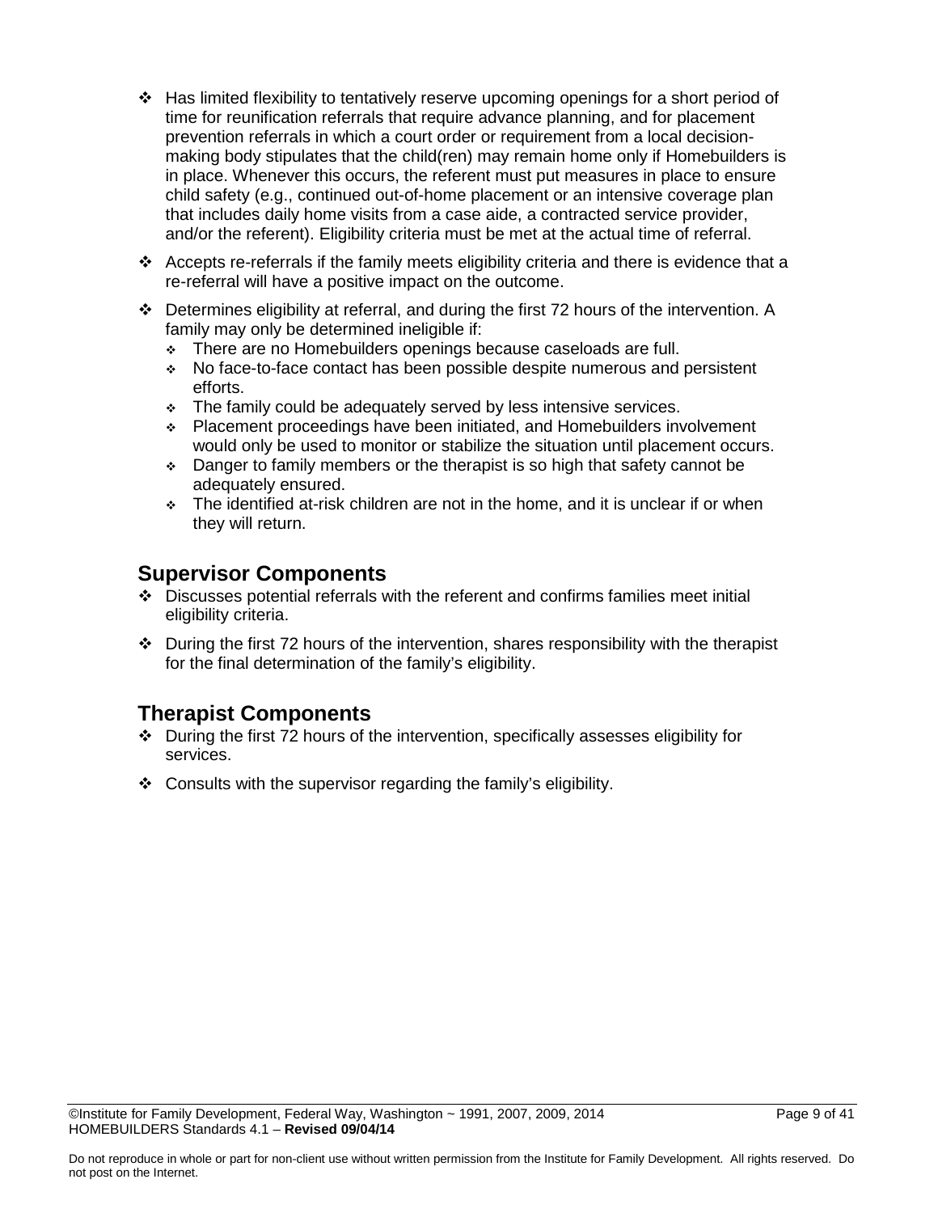- Has limited flexibility to tentatively reserve upcoming openings for a short period of time for reunification referrals that require advance planning, and for placement prevention referrals in which a court order or requirement from a local decision-making body stipulates that the child(ren) may remain home only if Homebuilders is in place. Whenever this occurs, the referent must put measures in place to ensure child safety (e.g., continued out-of-home placement or an intensive coverage plan that includes daily home visits from a case aide, a contracted service provider, and/or the referent). Eligibility criteria must be met at the actual time of referral.
- Accepts re-referrals if the family meets eligibility criteria and there is evidence that a re-referral will have a positive impact on the outcome.
- Determines eligibility at referral, and during the first 72 hours of the intervention. A family may only be determined ineligible if:
  - There are no Homebuilders openings because caseloads are full.
  - No face-to-face contact has been possible despite numerous and persistent efforts.
  - The family could be adequately served by less intensive services.
  - Placement proceedings have been initiated, and Homebuilders involvement would only be used to monitor or stabilize the situation until placement occurs.
  - Danger to family members or the therapist is so high that safety cannot be adequately ensured.
  - The identified at-risk children are not in the home, and it is unclear if or when they will return.

## Supervisor Components

- Discusses potential referrals with the referent and confirms families meet initial eligibility criteria.
- During the first 72 hours of the intervention, shares responsibility with the therapist for the final determination of the family's eligibility.

## Therapist Components

- During the first 72 hours of the intervention, specifically assesses eligibility for services.
- Consults with the supervisor regarding the family's eligibility.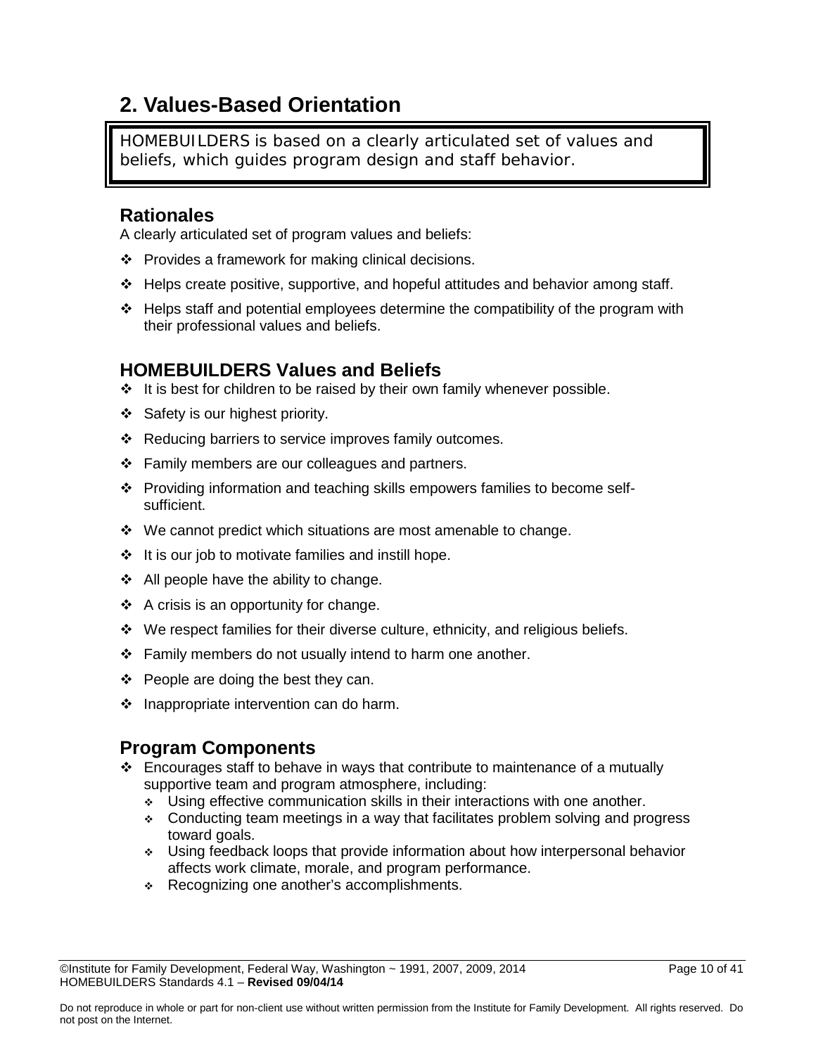## 2. Values-Based Orientation

> HOMEBUILDERS is based on a clearly articulated set of values and beliefs, which guides program design and staff behavior.

### Rationales

A clearly articulated set of program values and beliefs:

- Provides a framework for making clinical decisions.
- Helps create positive, supportive, and hopeful attitudes and behavior among staff.
- Helps staff and potential employees determine the compatibility of the program with their professional values and beliefs.

### HOMEBUILDERS Values and Beliefs

- It is best for children to be raised by their own family whenever possible.
- Safety is our highest priority.
- Reducing barriers to service improves family outcomes.
- Family members are our colleagues and partners.
- Providing information and teaching skills empowers families to become self-sufficient.
- We cannot predict which situations are most amenable to change.
- It is our job to motivate families and instill hope.
- All people have the ability to change.
- A crisis is an opportunity for change.
- We respect families for their diverse culture, ethnicity, and religious beliefs.
- Family members do not usually intend to harm one another.
- People are doing the best they can.
- Inappropriate intervention can do harm.

### Program Components

- Encourages staff to behave in ways that contribute to maintenance of a mutually supportive team and program atmosphere, including:
  - Using effective communication skills in their interactions with one another.
  - Conducting team meetings in a way that facilitates problem solving and progress toward goals.
  - Using feedback loops that provide information about how interpersonal behavior affects work climate, morale, and program performance.
  - Recognizing one another's accomplishments.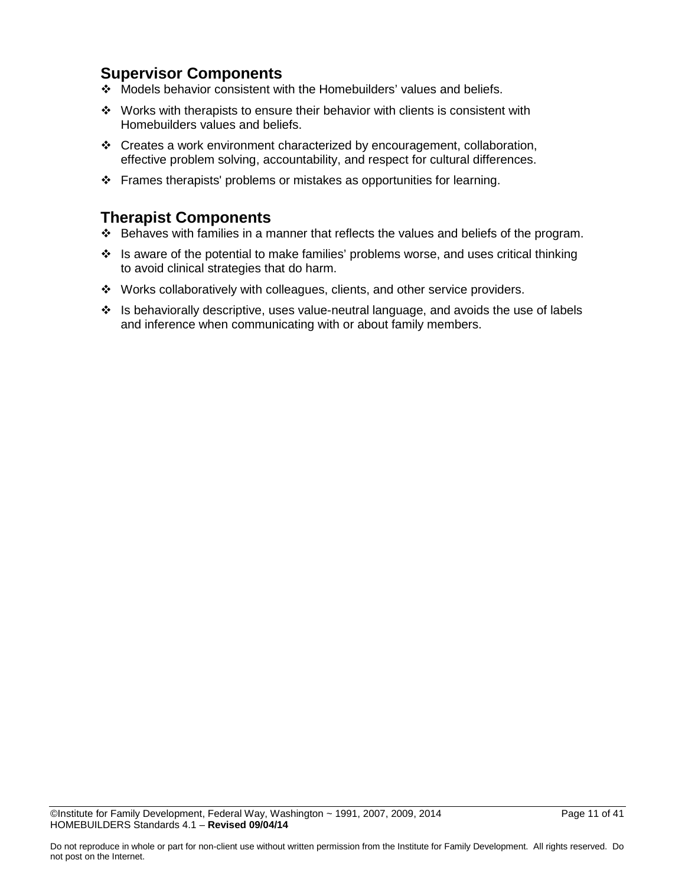## Supervisor Components

- Models behavior consistent with the Homebuilders' values and beliefs.
- Works with therapists to ensure their behavior with clients is consistent with Homebuilders values and beliefs.
- Creates a work environment characterized by encouragement, collaboration, effective problem solving, accountability, and respect for cultural differences.
- Frames therapists' problems or mistakes as opportunities for learning.

## Therapist Components

- Behaves with families in a manner that reflects the values and beliefs of the program.
- Is aware of the potential to make families' problems worse, and uses critical thinking to avoid clinical strategies that do harm.
- Works collaboratively with colleagues, clients, and other service providers.
- Is behaviorally descriptive, uses value-neutral language, and avoids the use of labels and inference when communicating with or about family members.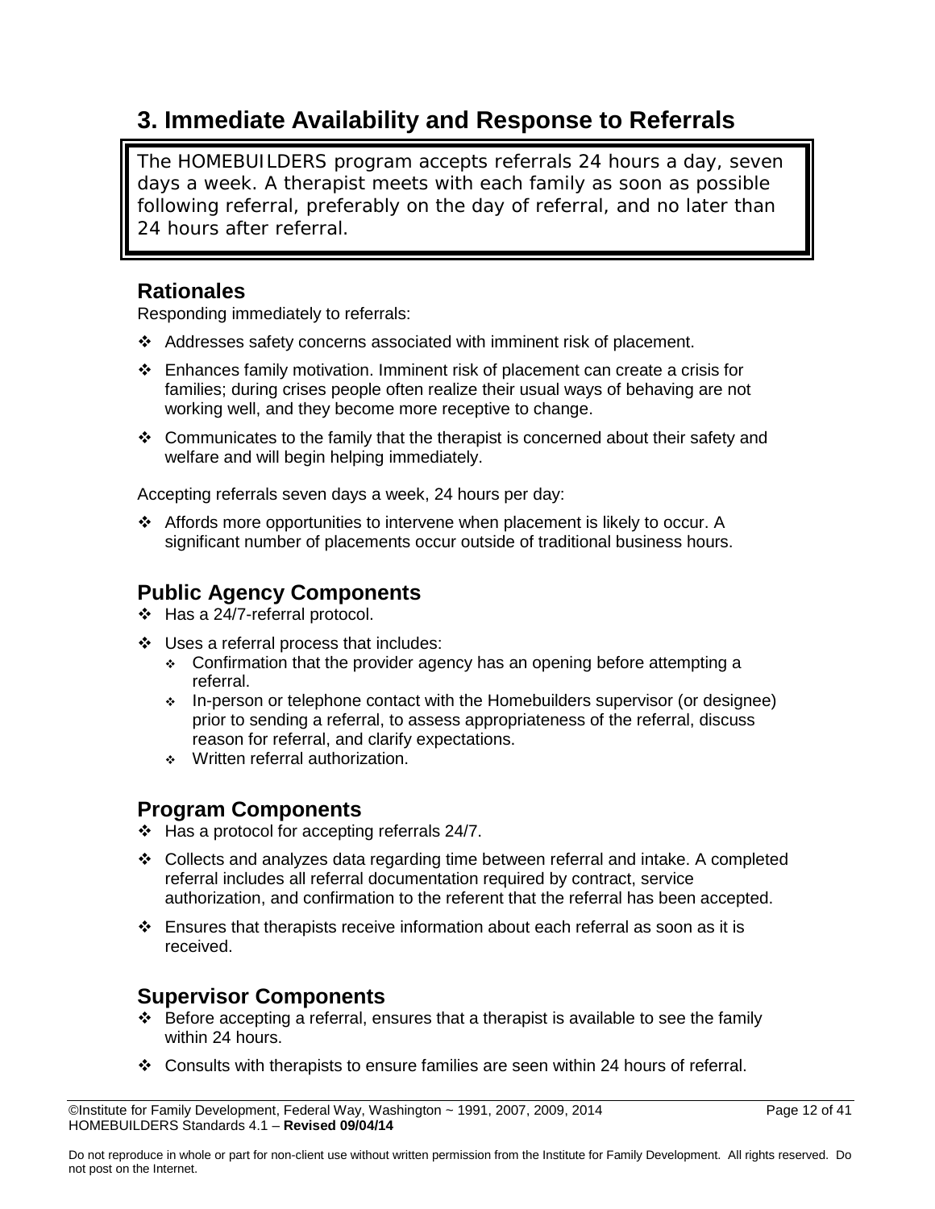## 3. Immediate Availability and Response to Referrals

> The HOMEBUILDERS program accepts referrals 24 hours a day, seven days a week. A therapist meets with each family as soon as possible following referral, preferably on the day of referral, and no later than 24 hours after referral.

### Rationales

Responding immediately to referrals:

- Addresses safety concerns associated with imminent risk of placement.
- Enhances family motivation. Imminent risk of placement can create a crisis for families; during crises people often realize their usual ways of behaving are not working well, and they become more receptive to change.
- Communicates to the family that the therapist is concerned about their safety and welfare and will begin helping immediately.

Accepting referrals seven days a week, 24 hours per day:

- Affords more opportunities to intervene when placement is likely to occur. A significant number of placements occur outside of traditional business hours.

### Public Agency Components

- Has a 24/7-referral protocol.
- Uses a referral process that includes:
  - Confirmation that the provider agency has an opening before attempting a referral.
  - In-person or telephone contact with the Homebuilders supervisor (or designee) prior to sending a referral, to assess appropriateness of the referral, discuss reason for referral, and clarify expectations.
  - Written referral authorization.

### Program Components

- Has a protocol for accepting referrals 24/7.
- Collects and analyzes data regarding time between referral and intake. A completed referral includes all referral documentation required by contract, service authorization, and confirmation to the referent that the referral has been accepted.
- Ensures that therapists receive information about each referral as soon as it is received.

### Supervisor Components

- Before accepting a referral, ensures that a therapist is available to see the family within 24 hours.
- Consults with therapists to ensure families are seen within 24 hours of referral.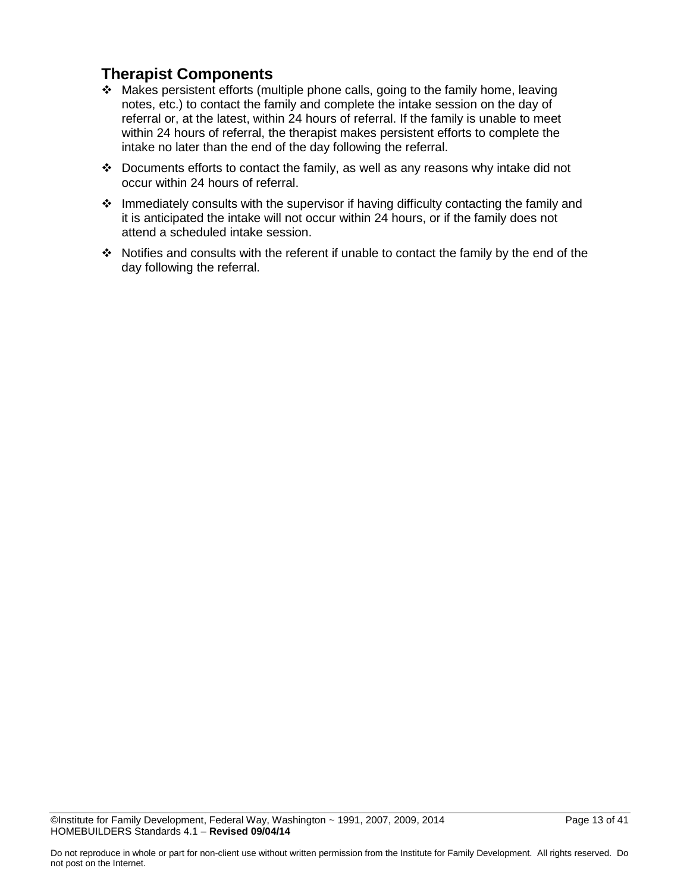## Therapist Components

- Makes persistent efforts (multiple phone calls, going to the family home, leaving notes, etc.) to contact the family and complete the intake session on the day of referral or, at the latest, within 24 hours of referral. If the family is unable to meet within 24 hours of referral, the therapist makes persistent efforts to complete the intake no later than the end of the day following the referral.
- Documents efforts to contact the family, as well as any reasons why intake did not occur within 24 hours of referral.
- Immediately consults with the supervisor if having difficulty contacting the family and it is anticipated the intake will not occur within 24 hours, or if the family does not attend a scheduled intake session.
- Notifies and consults with the referent if unable to contact the family by the end of the day following the referral.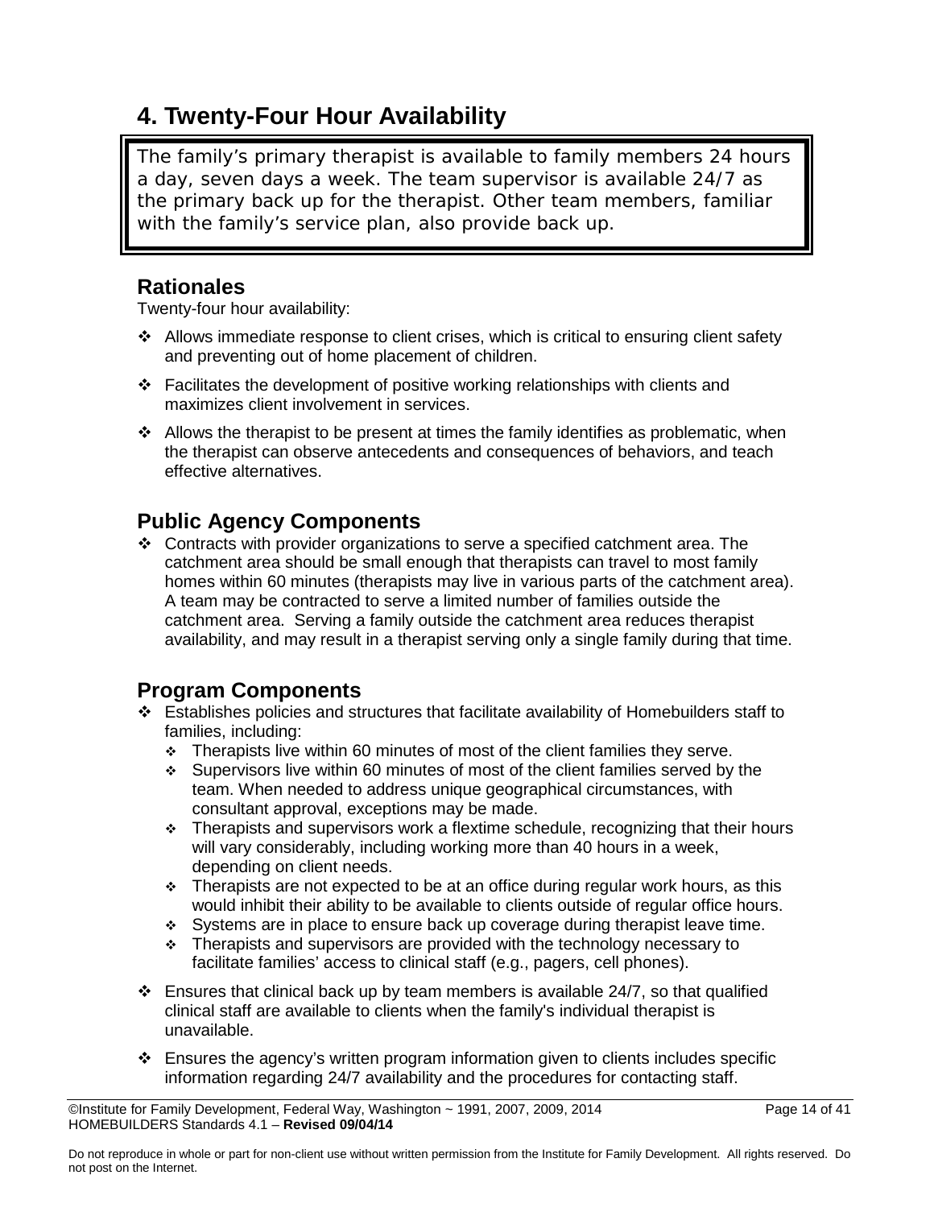## 4. Twenty-Four Hour Availability

> The family's primary therapist is available to family members 24 hours a day, seven days a week. The team supervisor is available 24/7 as the primary back up for the therapist. Other team members, familiar with the family's service plan, also provide back up.

### Rationales

Twenty-four hour availability:

- Allows immediate response to client crises, which is critical to ensuring client safety and preventing out of home placement of children.
- Facilitates the development of positive working relationships with clients and maximizes client involvement in services.
- Allows the therapist to be present at times the family identifies as problematic, when the therapist can observe antecedents and consequences of behaviors, and teach effective alternatives.

### Public Agency Components

- Contracts with provider organizations to serve a specified catchment area. The catchment area should be small enough that therapists can travel to most family homes within 60 minutes (therapists may live in various parts of the catchment area). A team may be contracted to serve a limited number of families outside the catchment area. Serving a family outside the catchment area reduces therapist availability, and may result in a therapist serving only a single family during that time.

### Program Components

- Establishes policies and structures that facilitate availability of Homebuilders staff to families, including:
  - Therapists live within 60 minutes of most of the client families they serve.
  - Supervisors live within 60 minutes of most of the client families served by the team. When needed to address unique geographical circumstances, with consultant approval, exceptions may be made.
  - Therapists and supervisors work a flextime schedule, recognizing that their hours will vary considerably, including working more than 40 hours in a week, depending on client needs.
  - Therapists are not expected to be at an office during regular work hours, as this would inhibit their ability to be available to clients outside of regular office hours.
  - Systems are in place to ensure back up coverage during therapist leave time.
  - Therapists and supervisors are provided with the technology necessary to facilitate families' access to clinical staff (e.g., pagers, cell phones).
- Ensures that clinical back up by team members is available 24/7, so that qualified clinical staff are available to clients when the family's individual therapist is unavailable.
- Ensures the agency's written program information given to clients includes specific information regarding 24/7 availability and the procedures for contacting staff.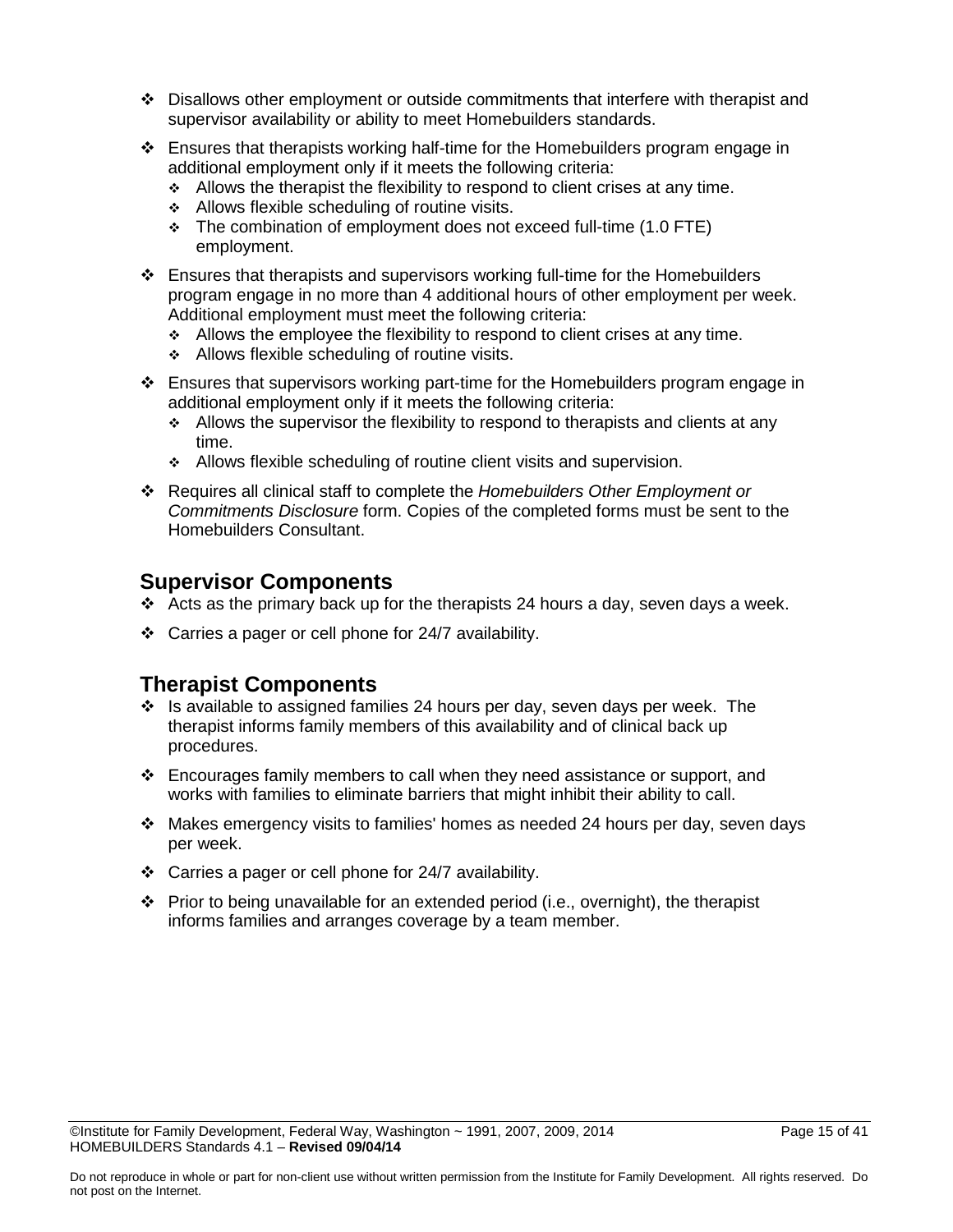- Disallows other employment or outside commitments that interfere with therapist and supervisor availability or ability to meet Homebuilders standards.
- Ensures that therapists working half-time for the Homebuilders program engage in additional employment only if it meets the following criteria:
  - Allows the therapist the flexibility to respond to client crises at any time.
  - Allows flexible scheduling of routine visits.
  - The combination of employment does not exceed full-time (1.0 FTE) employment.
- Ensures that therapists and supervisors working full-time for the Homebuilders program engage in no more than 4 additional hours of other employment per week. Additional employment must meet the following criteria:
  - Allows the employee the flexibility to respond to client crises at any time.
  - Allows flexible scheduling of routine visits.
- Ensures that supervisors working part-time for the Homebuilders program engage in additional employment only if it meets the following criteria:
  - Allows the supervisor the flexibility to respond to therapists and clients at any time.
  - Allows flexible scheduling of routine client visits and supervision.
- Requires all clinical staff to complete the *Homebuilders Other Employment or Commitments Disclosure* form. Copies of the completed forms must be sent to the Homebuilders Consultant.

## Supervisor Components

- Acts as the primary back up for the therapists 24 hours a day, seven days a week.
- Carries a pager or cell phone for 24/7 availability.

## Therapist Components

- Is available to assigned families 24 hours per day, seven days per week. The therapist informs family members of this availability and of clinical back up procedures.
- Encourages family members to call when they need assistance or support, and works with families to eliminate barriers that might inhibit their ability to call.
- Makes emergency visits to families' homes as needed 24 hours per day, seven days per week.
- Carries a pager or cell phone for 24/7 availability.
- Prior to being unavailable for an extended period (i.e., overnight), the therapist informs families and arranges coverage by a team member.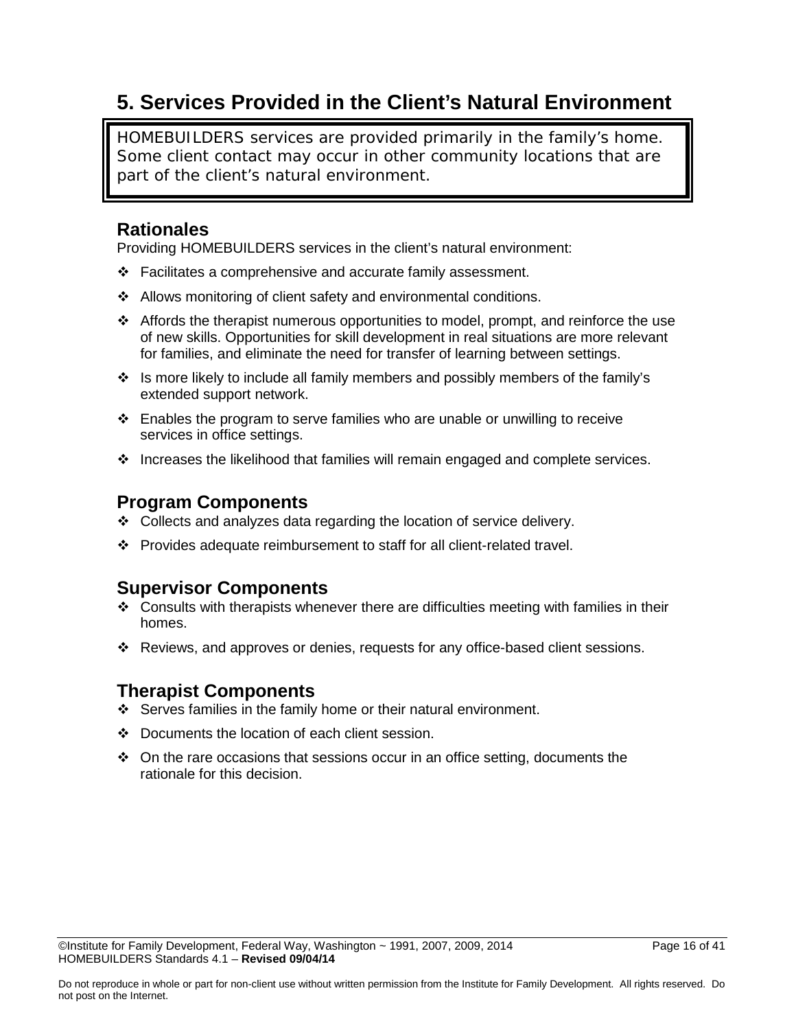# 5. Services Provided in the Client's Natural Environment

> HOMEBUILDERS services are provided primarily in the family's home. Some client contact may occur in other community locations that are part of the client's natural environment.

## Rationales

Providing HOMEBUILDERS services in the client's natural environment:

- Facilitates a comprehensive and accurate family assessment.
- Allows monitoring of client safety and environmental conditions.
- Affords the therapist numerous opportunities to model, prompt, and reinforce the use of new skills. Opportunities for skill development in real situations are more relevant for families, and eliminate the need for transfer of learning between settings.
- Is more likely to include all family members and possibly members of the family's extended support network.
- Enables the program to serve families who are unable or unwilling to receive services in office settings.
- Increases the likelihood that families will remain engaged and complete services.

## Program Components

- Collects and analyzes data regarding the location of service delivery.
- Provides adequate reimbursement to staff for all client-related travel.

## Supervisor Components

- Consults with therapists whenever there are difficulties meeting with families in their homes.
- Reviews, and approves or denies, requests for any office-based client sessions.

## Therapist Components

- Serves families in the family home or their natural environment.
- Documents the location of each client session.
- On the rare occasions that sessions occur in an office setting, documents the rationale for this decision.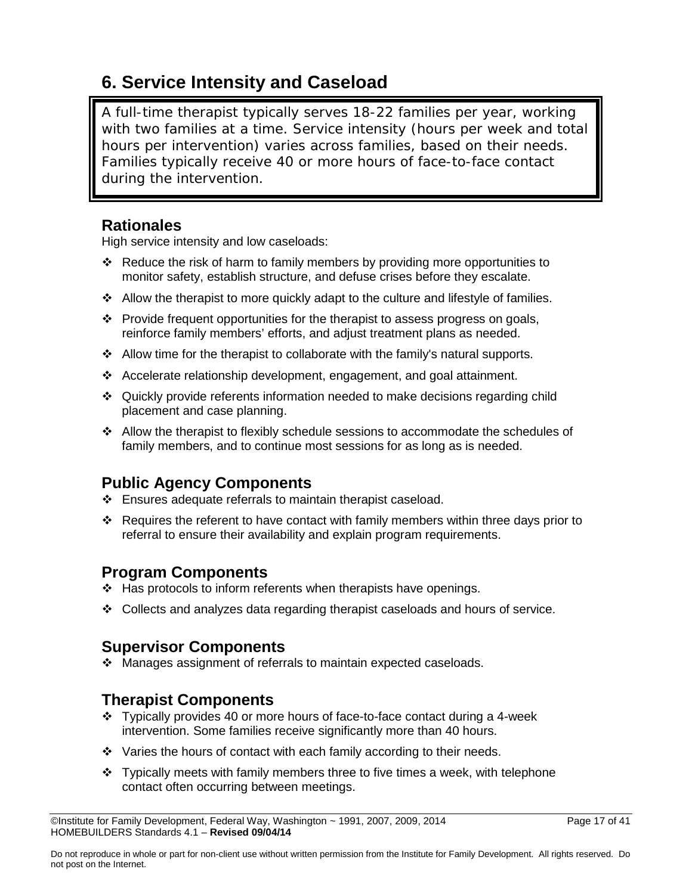## 6. Service Intensity and Caseload

> A full-time therapist typically serves 18-22 families per year, working with two families at a time. Service intensity (hours per week and total hours per intervention) varies across families, based on their needs. Families typically receive 40 or more hours of face-to-face contact during the intervention.

### Rationales

High service intensity and low caseloads:

- Reduce the risk of harm to family members by providing more opportunities to monitor safety, establish structure, and defuse crises before they escalate.
- Allow the therapist to more quickly adapt to the culture and lifestyle of families.
- Provide frequent opportunities for the therapist to assess progress on goals, reinforce family members' efforts, and adjust treatment plans as needed.
- Allow time for the therapist to collaborate with the family's natural supports.
- Accelerate relationship development, engagement, and goal attainment.
- Quickly provide referents information needed to make decisions regarding child placement and case planning.
- Allow the therapist to flexibly schedule sessions to accommodate the schedules of family members, and to continue most sessions for as long as is needed.

### Public Agency Components

- Ensures adequate referrals to maintain therapist caseload.
- Requires the referent to have contact with family members within three days prior to referral to ensure their availability and explain program requirements.

### Program Components

- Has protocols to inform referents when therapists have openings.
- Collects and analyzes data regarding therapist caseloads and hours of service.

### Supervisor Components

- Manages assignment of referrals to maintain expected caseloads.

### Therapist Components

- Typically provides 40 or more hours of face-to-face contact during a 4-week intervention. Some families receive significantly more than 40 hours.
- Varies the hours of contact with each family according to their needs.
- Typically meets with family members three to five times a week, with telephone contact often occurring between meetings.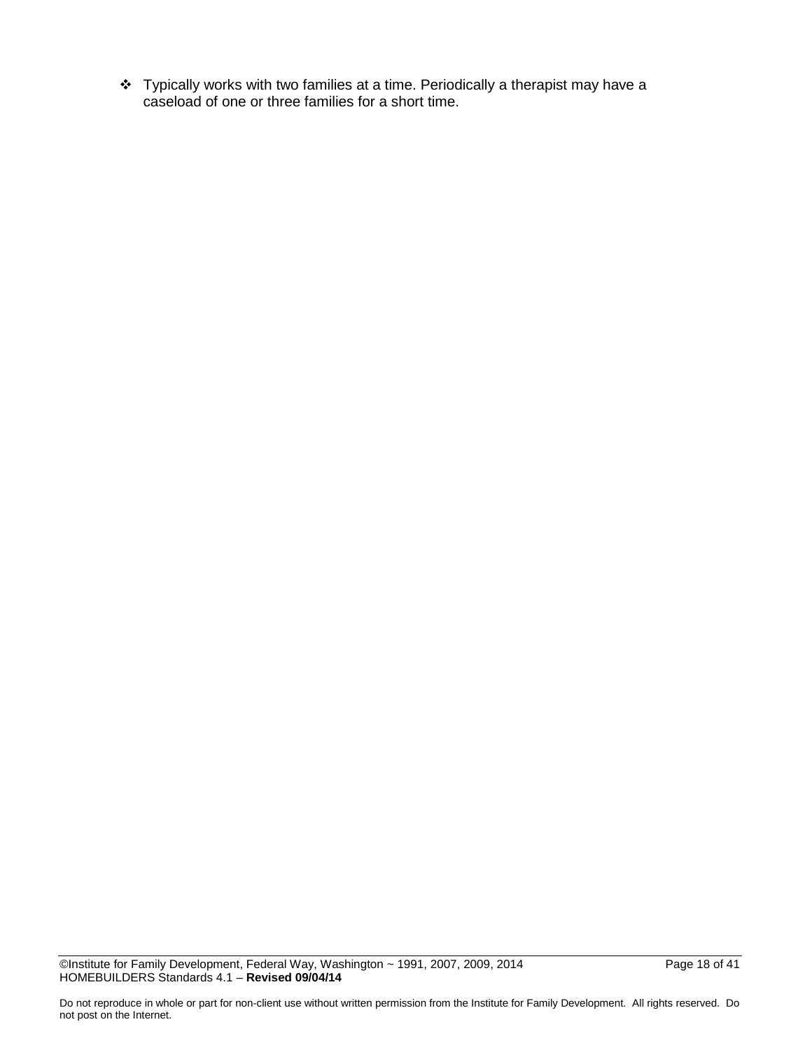- Typically works with two families at a time. Periodically a therapist may have a caseload of one or three families for a short time.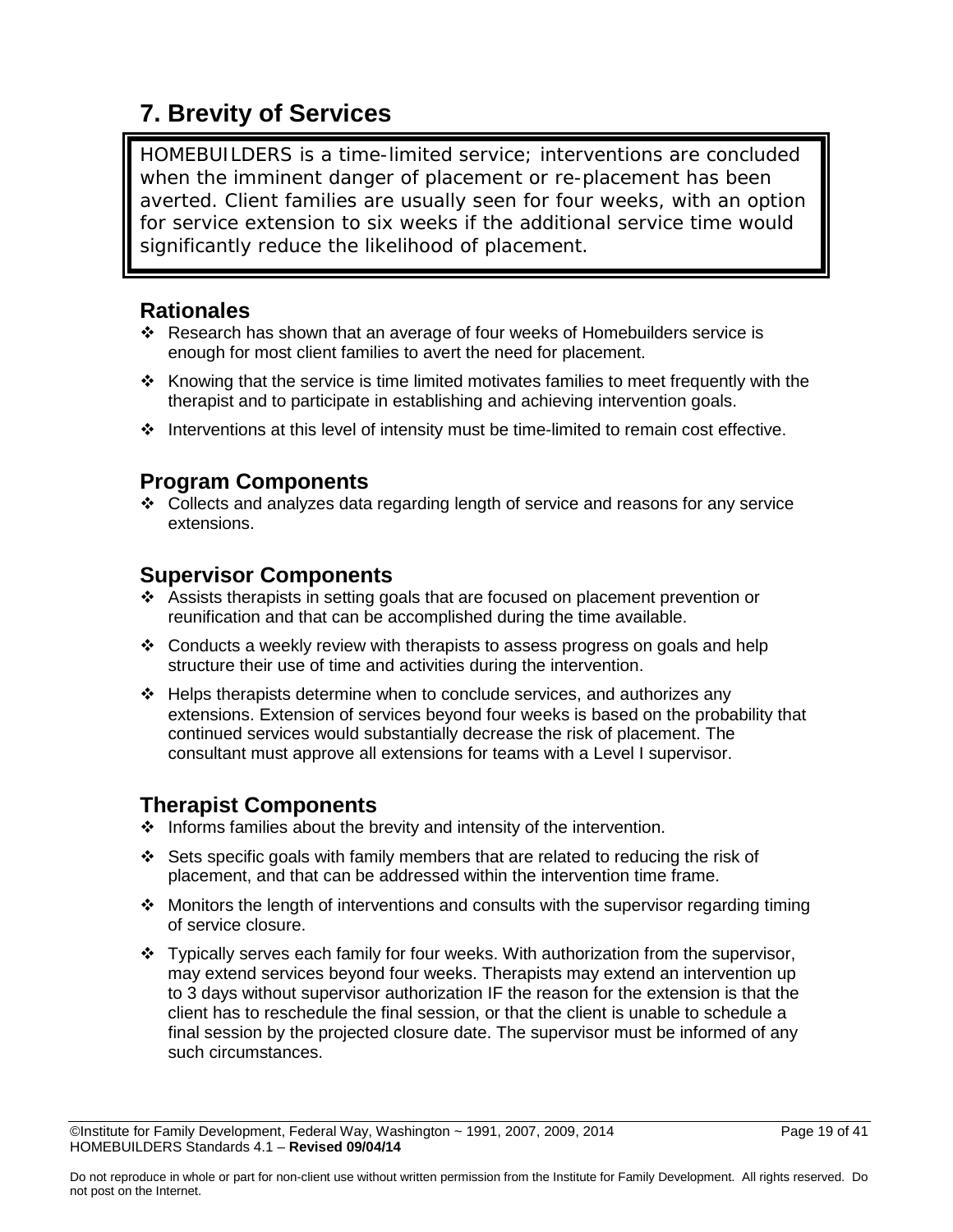# 7. Brevity of Services

HOMEBUILDERS is a time-limited service; interventions are concluded when the imminent danger of placement or re-placement has been averted. Client families are usually seen for four weeks, with an option for service extension to six weeks if the additional service time would significantly reduce the likelihood of placement.

## Rationales

- Research has shown that an average of four weeks of Homebuilders service is enough for most client families to avert the need for placement.
- Knowing that the service is time limited motivates families to meet frequently with the therapist and to participate in establishing and achieving intervention goals.
- Interventions at this level of intensity must be time-limited to remain cost effective.

## Program Components

- Collects and analyzes data regarding length of service and reasons for any service extensions.

## Supervisor Components

- Assists therapists in setting goals that are focused on placement prevention or reunification and that can be accomplished during the time available.
- Conducts a weekly review with therapists to assess progress on goals and help structure their use of time and activities during the intervention.
- Helps therapists determine when to conclude services, and authorizes any extensions. Extension of services beyond four weeks is based on the probability that continued services would substantially decrease the risk of placement. The consultant must approve all extensions for teams with a Level I supervisor.

## Therapist Components

- Informs families about the brevity and intensity of the intervention.
- Sets specific goals with family members that are related to reducing the risk of placement, and that can be addressed within the intervention time frame.
- Monitors the length of interventions and consults with the supervisor regarding timing of service closure.
- Typically serves each family for four weeks. With authorization from the supervisor, may extend services beyond four weeks. Therapists may extend an intervention up to 3 days without supervisor authorization IF the reason for the extension is that the client has to reschedule the final session, or that the client is unable to schedule a final session by the projected closure date. The supervisor must be informed of any such circumstances.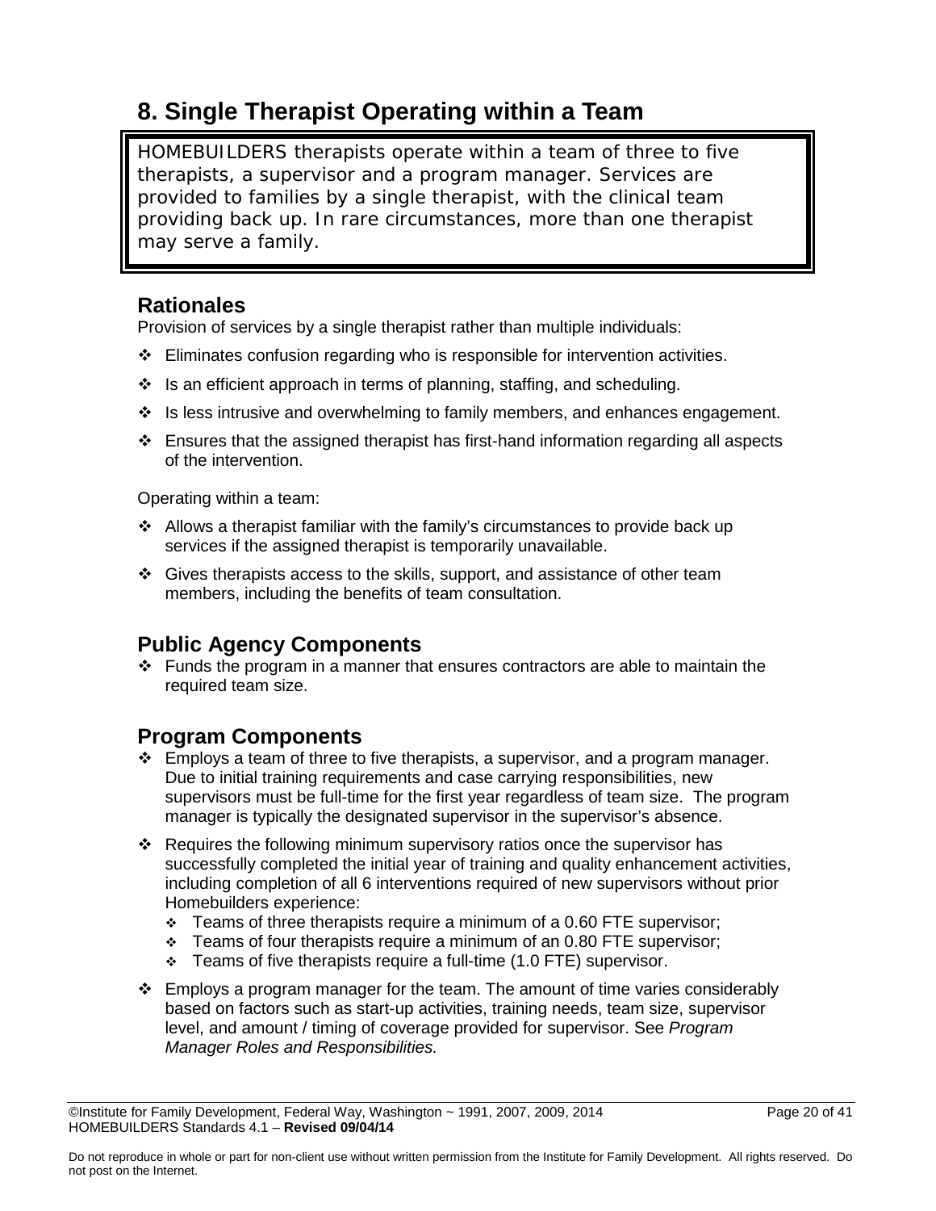# 8. Single Therapist Operating within a Team

> HOMEBUILDERS therapists operate within a team of three to five therapists, a supervisor and a program manager. Services are provided to families by a single therapist, with the clinical team providing back up. In rare circumstances, more than one therapist may serve a family.

## Rationales

Provision of services by a single therapist rather than multiple individuals:

- Eliminates confusion regarding who is responsible for intervention activities.
- Is an efficient approach in terms of planning, staffing, and scheduling.
- Is less intrusive and overwhelming to family members, and enhances engagement.
- Ensures that the assigned therapist has first-hand information regarding all aspects of the intervention.

Operating within a team:

- Allows a therapist familiar with the family's circumstances to provide back up services if the assigned therapist is temporarily unavailable.
- Gives therapists access to the skills, support, and assistance of other team members, including the benefits of team consultation.

## Public Agency Components

- Funds the program in a manner that ensures contractors are able to maintain the required team size.

## Program Components

- Employs a team of three to five therapists, a supervisor, and a program manager. Due to initial training requirements and case carrying responsibilities, new supervisors must be full-time for the first year regardless of team size. The program manager is typically the designated supervisor in the supervisor's absence.
- Requires the following minimum supervisory ratios once the supervisor has successfully completed the initial year of training and quality enhancement activities, including completion of all 6 interventions required of new supervisors without prior Homebuilders experience:
  - Teams of three therapists require a minimum of a 0.60 FTE supervisor;
  - Teams of four therapists require a minimum of an 0.80 FTE supervisor;
  - Teams of five therapists require a full-time (1.0 FTE) supervisor.
- Employs a program manager for the team. The amount of time varies considerably based on factors such as start-up activities, training needs, team size, supervisor level, and amount / timing of coverage provided for supervisor. See *Program Manager Roles and Responsibilities.*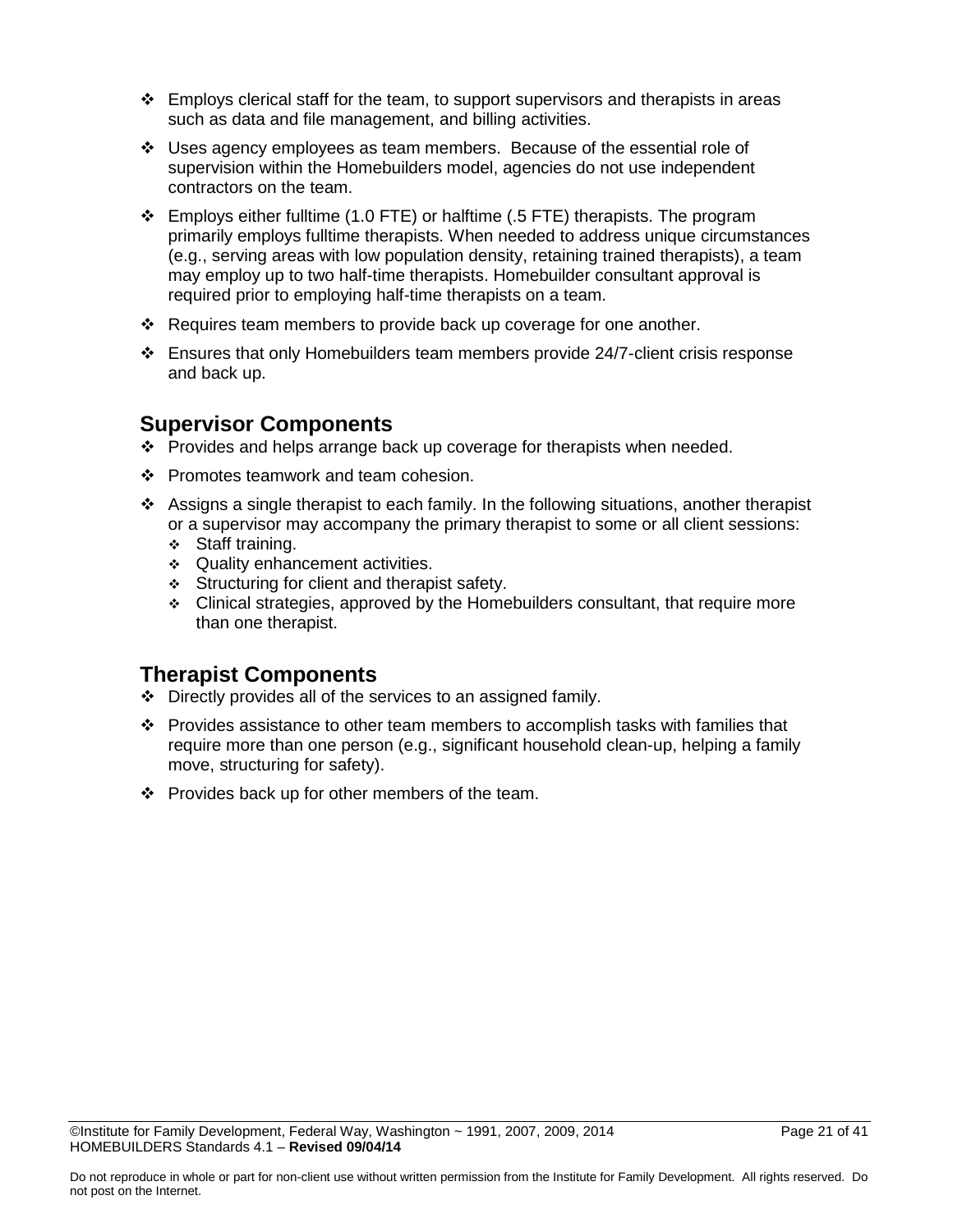- Employs clerical staff for the team, to support supervisors and therapists in areas such as data and file management, and billing activities.
- Uses agency employees as team members. Because of the essential role of supervision within the Homebuilders model, agencies do not use independent contractors on the team.
- Employs either fulltime (1.0 FTE) or halftime (.5 FTE) therapists. The program primarily employs fulltime therapists. When needed to address unique circumstances (e.g., serving areas with low population density, retaining trained therapists), a team may employ up to two half-time therapists. Homebuilder consultant approval is required prior to employing half-time therapists on a team.
- Requires team members to provide back up coverage for one another.
- Ensures that only Homebuilders team members provide 24/7-client crisis response and back up.

## Supervisor Components

- Provides and helps arrange back up coverage for therapists when needed.
- Promotes teamwork and team cohesion.
- Assigns a single therapist to each family. In the following situations, another therapist or a supervisor may accompany the primary therapist to some or all client sessions:
  - Staff training.
  - Quality enhancement activities.
  - Structuring for client and therapist safety.
  - Clinical strategies, approved by the Homebuilders consultant, that require more than one therapist.

## Therapist Components

- Directly provides all of the services to an assigned family.
- Provides assistance to other team members to accomplish tasks with families that require more than one person (e.g., significant household clean-up, helping a family move, structuring for safety).
- Provides back up for other members of the team.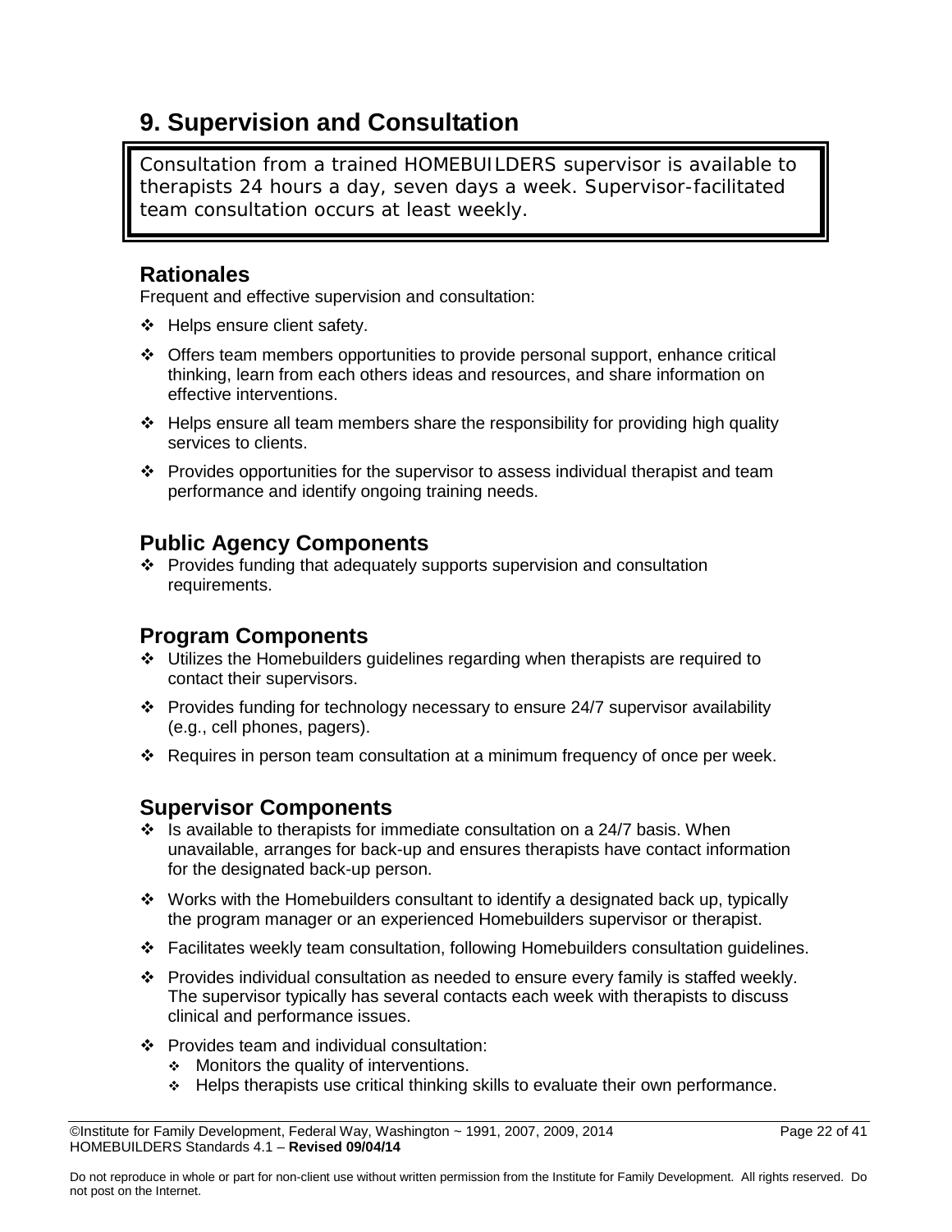# 9. Supervision and Consultation

> Consultation from a trained HOMEBUILDERS supervisor is available to therapists 24 hours a day, seven days a week. Supervisor-facilitated team consultation occurs at least weekly.

## Rationales

Frequent and effective supervision and consultation:

- Helps ensure client safety.
- Offers team members opportunities to provide personal support, enhance critical thinking, learn from each others ideas and resources, and share information on effective interventions.
- Helps ensure all team members share the responsibility for providing high quality services to clients.
- Provides opportunities for the supervisor to assess individual therapist and team performance and identify ongoing training needs.

## Public Agency Components

- Provides funding that adequately supports supervision and consultation requirements.

## Program Components

- Utilizes the Homebuilders guidelines regarding when therapists are required to contact their supervisors.
- Provides funding for technology necessary to ensure 24/7 supervisor availability (e.g., cell phones, pagers).
- Requires in person team consultation at a minimum frequency of once per week.

## Supervisor Components

- Is available to therapists for immediate consultation on a 24/7 basis. When unavailable, arranges for back-up and ensures therapists have contact information for the designated back-up person.
- Works with the Homebuilders consultant to identify a designated back up, typically the program manager or an experienced Homebuilders supervisor or therapist.
- Facilitates weekly team consultation, following Homebuilders consultation guidelines.
- Provides individual consultation as needed to ensure every family is staffed weekly. The supervisor typically has several contacts each week with therapists to discuss clinical and performance issues.
- Provides team and individual consultation:
  - Monitors the quality of interventions.
  - Helps therapists use critical thinking skills to evaluate their own performance.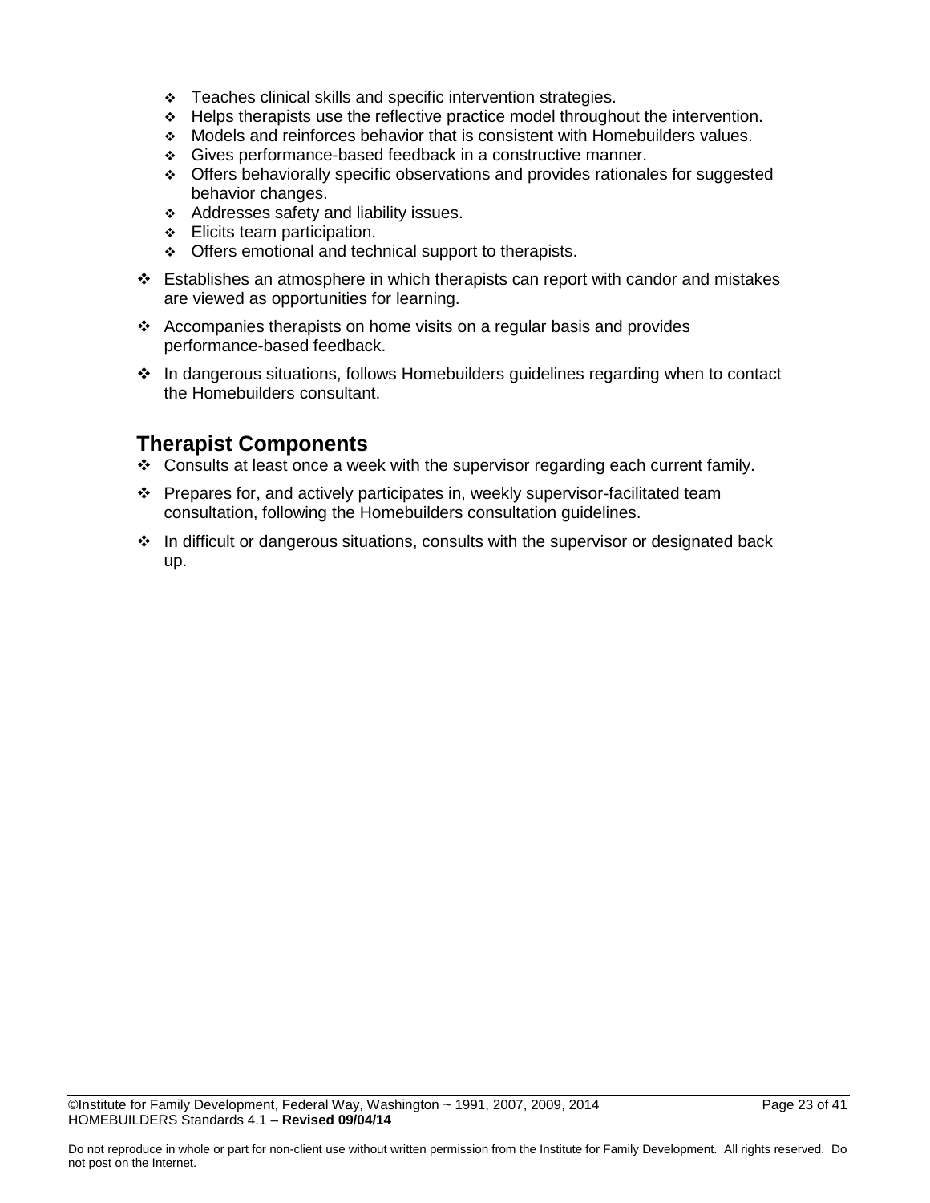- Teaches clinical skills and specific intervention strategies.
    - Helps therapists use the reflective practice model throughout the intervention.
    - Models and reinforces behavior that is consistent with Homebuilders values.
    - Gives performance-based feedback in a constructive manner.
    - Offers behaviorally specific observations and provides rationales for suggested behavior changes.
    - Addresses safety and liability issues.
    - Elicits team participation.
    - Offers emotional and technical support to therapists.
- Establishes an atmosphere in which therapists can report with candor and mistakes are viewed as opportunities for learning.
- Accompanies therapists on home visits on a regular basis and provides performance-based feedback.
- In dangerous situations, follows Homebuilders guidelines regarding when to contact the Homebuilders consultant.

## Therapist Components

- Consults at least once a week with the supervisor regarding each current family.
- Prepares for, and actively participates in, weekly supervisor-facilitated team consultation, following the Homebuilders consultation guidelines.
- In difficult or dangerous situations, consults with the supervisor or designated back up.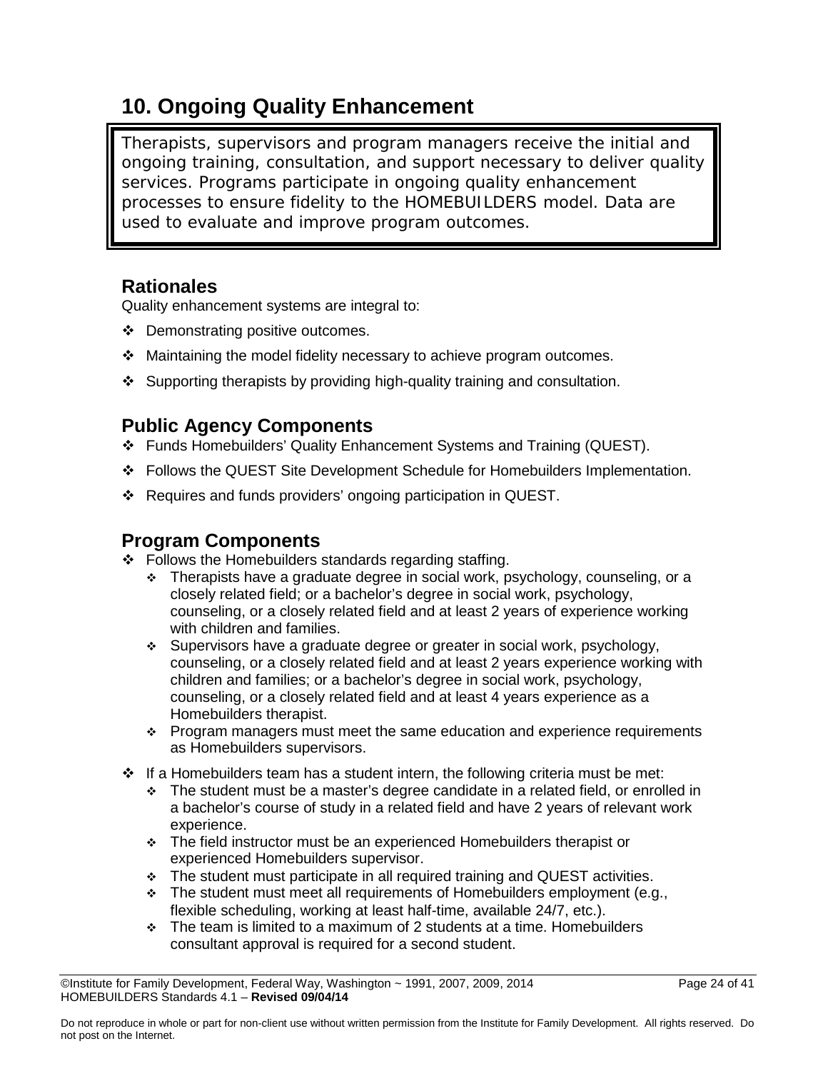## 10. Ongoing Quality Enhancement

Therapists, supervisors and program managers receive the initial and ongoing training, consultation, and support necessary to deliver quality services. Programs participate in ongoing quality enhancement processes to ensure fidelity to the HOMEBUILDERS model. Data are used to evaluate and improve program outcomes.

### Rationales

Quality enhancement systems are integral to:

- Demonstrating positive outcomes.
- Maintaining the model fidelity necessary to achieve program outcomes.
- Supporting therapists by providing high-quality training and consultation.

### Public Agency Components

- Funds Homebuilders' Quality Enhancement Systems and Training (QUEST).
- Follows the QUEST Site Development Schedule for Homebuilders Implementation.
- Requires and funds providers' ongoing participation in QUEST.

### Program Components

- Follows the Homebuilders standards regarding staffing.
  - Therapists have a graduate degree in social work, psychology, counseling, or a closely related field; or a bachelor's degree in social work, psychology, counseling, or a closely related field and at least 2 years of experience working with children and families.
  - Supervisors have a graduate degree or greater in social work, psychology, counseling, or a closely related field and at least 2 years experience working with children and families; or a bachelor's degree in social work, psychology, counseling, or a closely related field and at least 4 years experience as a Homebuilders therapist.
  - Program managers must meet the same education and experience requirements as Homebuilders supervisors.
- If a Homebuilders team has a student intern, the following criteria must be met:
  - The student must be a master's degree candidate in a related field, or enrolled in a bachelor's course of study in a related field and have 2 years of relevant work experience.
  - The field instructor must be an experienced Homebuilders therapist or experienced Homebuilders supervisor.
  - The student must participate in all required training and QUEST activities.
  - The student must meet all requirements of Homebuilders employment (e.g., flexible scheduling, working at least half-time, available 24/7, etc.).
  - The team is limited to a maximum of 2 students at a time. Homebuilders consultant approval is required for a second student.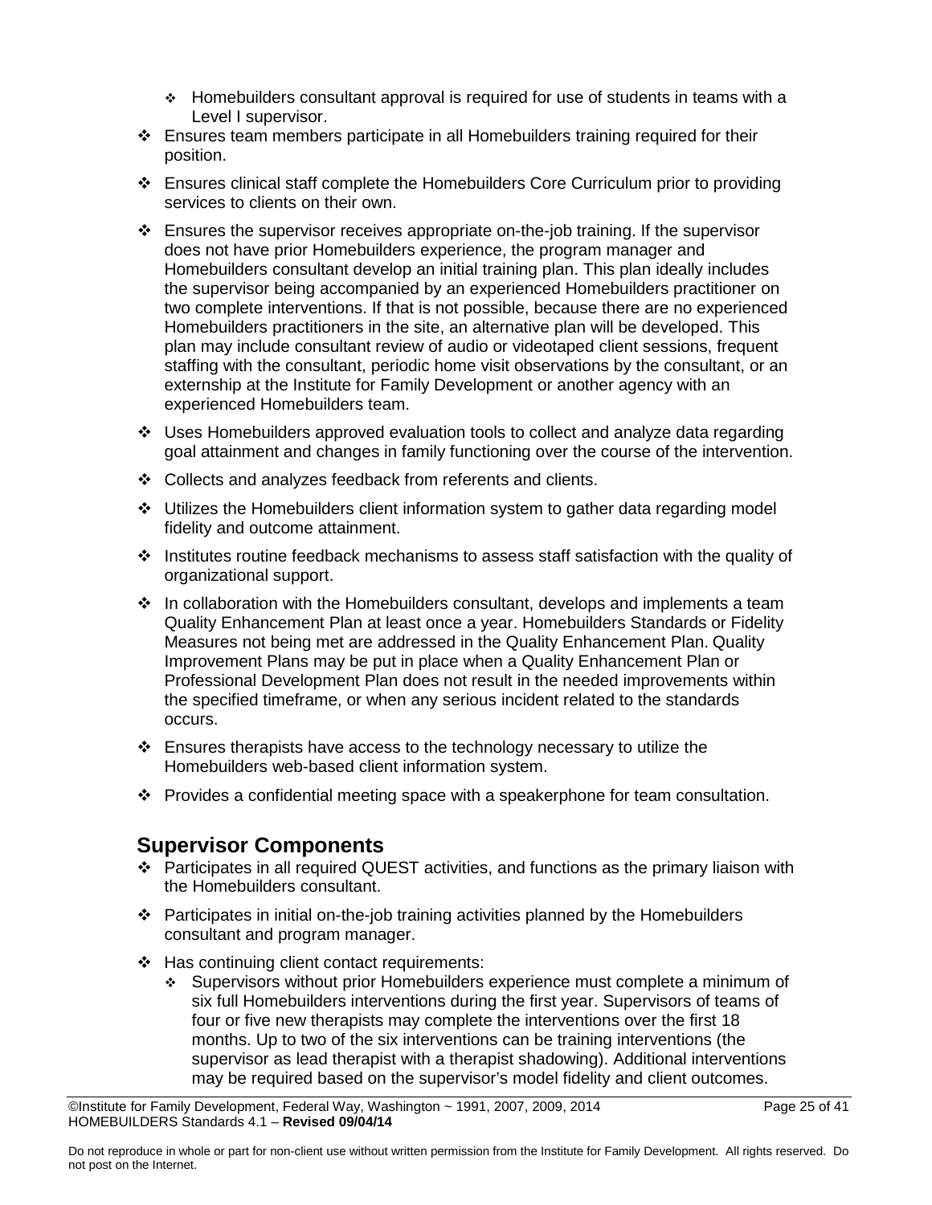- Homebuilders consultant approval is required for use of students in teams with a Level I supervisor.
- Ensures team members participate in all Homebuilders training required for their position.
- Ensures clinical staff complete the Homebuilders Core Curriculum prior to providing services to clients on their own.
- Ensures the supervisor receives appropriate on-the-job training. If the supervisor does not have prior Homebuilders experience, the program manager and Homebuilders consultant develop an initial training plan. This plan ideally includes the supervisor being accompanied by an experienced Homebuilders practitioner on two complete interventions. If that is not possible, because there are no experienced Homebuilders practitioners in the site, an alternative plan will be developed. This plan may include consultant review of audio or videotaped client sessions, frequent staffing with the consultant, periodic home visit observations by the consultant, or an externship at the Institute for Family Development or another agency with an experienced Homebuilders team.
- Uses Homebuilders approved evaluation tools to collect and analyze data regarding goal attainment and changes in family functioning over the course of the intervention.
- Collects and analyzes feedback from referents and clients.
- Utilizes the Homebuilders client information system to gather data regarding model fidelity and outcome attainment.
- Institutes routine feedback mechanisms to assess staff satisfaction with the quality of organizational support.
- In collaboration with the Homebuilders consultant, develops and implements a team Quality Enhancement Plan at least once a year. Homebuilders Standards or Fidelity Measures not being met are addressed in the Quality Enhancement Plan. Quality Improvement Plans may be put in place when a Quality Enhancement Plan or Professional Development Plan does not result in the needed improvements within the specified timeframe, or when any serious incident related to the standards occurs.
- Ensures therapists have access to the technology necessary to utilize the Homebuilders web-based client information system.
- Provides a confidential meeting space with a speakerphone for team consultation.

## Supervisor Components

- Participates in all required QUEST activities, and functions as the primary liaison with the Homebuilders consultant.
- Participates in initial on-the-job training activities planned by the Homebuilders consultant and program manager.
- Has continuing client contact requirements:
  - Supervisors without prior Homebuilders experience must complete a minimum of six full Homebuilders interventions during the first year. Supervisors of teams of four or five new therapists may complete the interventions over the first 18 months. Up to two of the six interventions can be training interventions (the supervisor as lead therapist with a therapist shadowing). Additional interventions may be required based on the supervisor's model fidelity and client outcomes.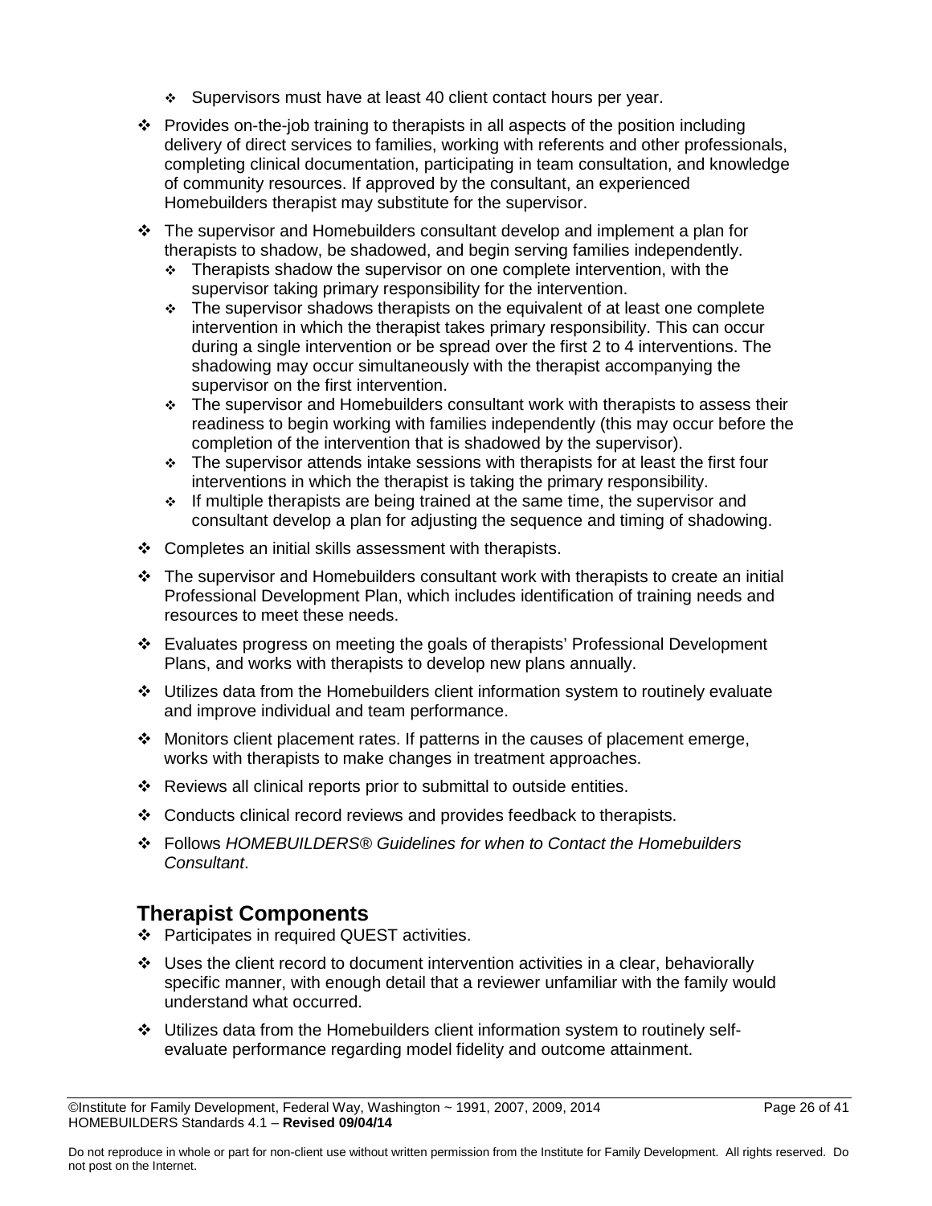- Supervisors must have at least 40 client contact hours per year.
- Provides on-the-job training to therapists in all aspects of the position including delivery of direct services to families, working with referents and other professionals, completing clinical documentation, participating in team consultation, and knowledge of community resources. If approved by the consultant, an experienced Homebuilders therapist may substitute for the supervisor.
- The supervisor and Homebuilders consultant develop and implement a plan for therapists to shadow, be shadowed, and begin serving families independently.
  - Therapists shadow the supervisor on one complete intervention, with the supervisor taking primary responsibility for the intervention.
  - The supervisor shadows therapists on the equivalent of at least one complete intervention in which the therapist takes primary responsibility. This can occur during a single intervention or be spread over the first 2 to 4 interventions. The shadowing may occur simultaneously with the therapist accompanying the supervisor on the first intervention.
  - The supervisor and Homebuilders consultant work with therapists to assess their readiness to begin working with families independently (this may occur before the completion of the intervention that is shadowed by the supervisor).
  - The supervisor attends intake sessions with therapists for at least the first four interventions in which the therapist is taking the primary responsibility.
  - If multiple therapists are being trained at the same time, the supervisor and consultant develop a plan for adjusting the sequence and timing of shadowing.
- Completes an initial skills assessment with therapists.
- The supervisor and Homebuilders consultant work with therapists to create an initial Professional Development Plan, which includes identification of training needs and resources to meet these needs.
- Evaluates progress on meeting the goals of therapists' Professional Development Plans, and works with therapists to develop new plans annually.
- Utilizes data from the Homebuilders client information system to routinely evaluate and improve individual and team performance.
- Monitors client placement rates. If patterns in the causes of placement emerge, works with therapists to make changes in treatment approaches.
- Reviews all clinical reports prior to submittal to outside entities.
- Conducts clinical record reviews and provides feedback to therapists.
- Follows *HOMEBUILDERS® Guidelines for when to Contact the Homebuilders Consultant*.

## Therapist Components

- Participates in required QUEST activities.
- Uses the client record to document intervention activities in a clear, behaviorally specific manner, with enough detail that a reviewer unfamiliar with the family would understand what occurred.
- Utilizes data from the Homebuilders client information system to routinely self-evaluate performance regarding model fidelity and outcome attainment.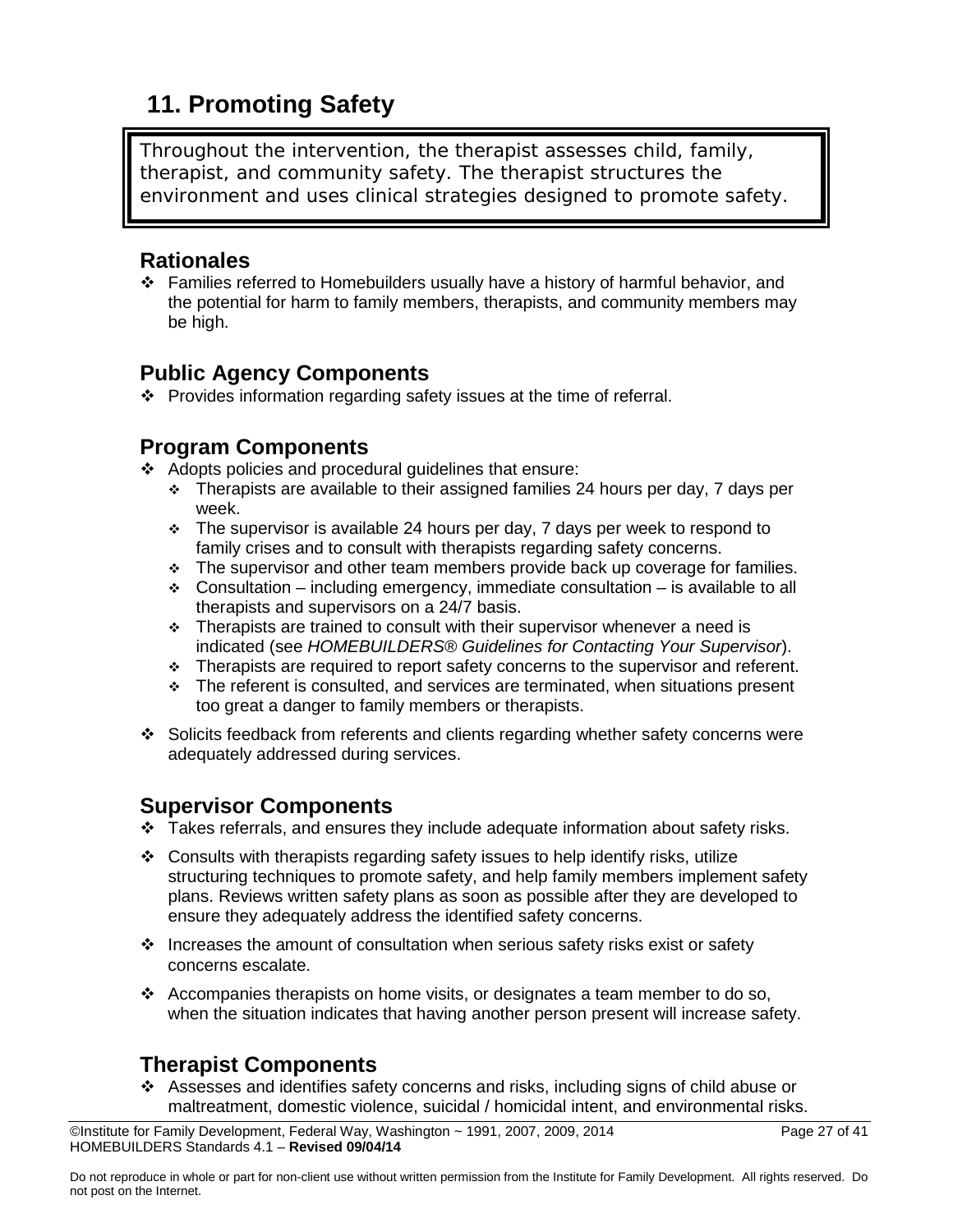# 11. Promoting Safety

> Throughout the intervention, the therapist assesses child, family, therapist, and community safety. The therapist structures the environment and uses clinical strategies designed to promote safety.

## Rationales

- Families referred to Homebuilders usually have a history of harmful behavior, and the potential for harm to family members, therapists, and community members may be high.

## Public Agency Components

- Provides information regarding safety issues at the time of referral.

## Program Components

- Adopts policies and procedural guidelines that ensure:
  - Therapists are available to their assigned families 24 hours per day, 7 days per week.
  - The supervisor is available 24 hours per day, 7 days per week to respond to family crises and to consult with therapists regarding safety concerns.
  - The supervisor and other team members provide back up coverage for families.
  - Consultation – including emergency, immediate consultation – is available to all therapists and supervisors on a 24/7 basis.
  - Therapists are trained to consult with their supervisor whenever a need is indicated (see *HOMEBUILDERS® Guidelines for Contacting Your Supervisor*).
  - Therapists are required to report safety concerns to the supervisor and referent.
  - The referent is consulted, and services are terminated, when situations present too great a danger to family members or therapists.
- Solicits feedback from referents and clients regarding whether safety concerns were adequately addressed during services.

## Supervisor Components

- Takes referrals, and ensures they include adequate information about safety risks.
- Consults with therapists regarding safety issues to help identify risks, utilize structuring techniques to promote safety, and help family members implement safety plans. Reviews written safety plans as soon as possible after they are developed to ensure they adequately address the identified safety concerns.
- Increases the amount of consultation when serious safety risks exist or safety concerns escalate.
- Accompanies therapists on home visits, or designates a team member to do so, when the situation indicates that having another person present will increase safety.

## Therapist Components

- Assesses and identifies safety concerns and risks, including signs of child abuse or maltreatment, domestic violence, suicidal / homicidal intent, and environmental risks.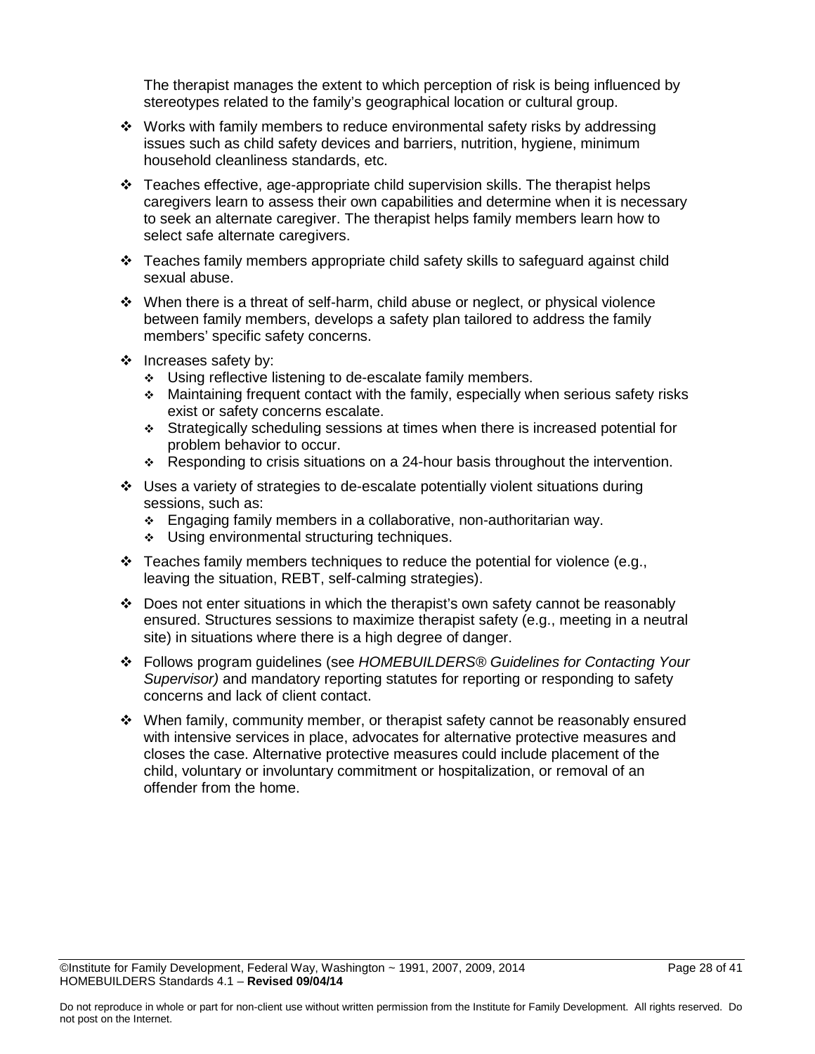The therapist manages the extent to which perception of risk is being influenced by stereotypes related to the family's geographical location or cultural group.

- Works with family members to reduce environmental safety risks by addressing issues such as child safety devices and barriers, nutrition, hygiene, minimum household cleanliness standards, etc.
- Teaches effective, age-appropriate child supervision skills. The therapist helps caregivers learn to assess their own capabilities and determine when it is necessary to seek an alternate caregiver. The therapist helps family members learn how to select safe alternate caregivers.
- Teaches family members appropriate child safety skills to safeguard against child sexual abuse.
- When there is a threat of self-harm, child abuse or neglect, or physical violence between family members, develops a safety plan tailored to address the family members' specific safety concerns.
- Increases safety by:
  - Using reflective listening to de-escalate family members.
  - Maintaining frequent contact with the family, especially when serious safety risks exist or safety concerns escalate.
  - Strategically scheduling sessions at times when there is increased potential for problem behavior to occur.
  - Responding to crisis situations on a 24-hour basis throughout the intervention.
- Uses a variety of strategies to de-escalate potentially violent situations during sessions, such as:
  - Engaging family members in a collaborative, non-authoritarian way.
  - Using environmental structuring techniques.
- Teaches family members techniques to reduce the potential for violence (e.g., leaving the situation, REBT, self-calming strategies).
- Does not enter situations in which the therapist's own safety cannot be reasonably ensured. Structures sessions to maximize therapist safety (e.g., meeting in a neutral site) in situations where there is a high degree of danger.
- Follows program guidelines (see *HOMEBUILDERS® Guidelines for Contacting Your Supervisor)* and mandatory reporting statutes for reporting or responding to safety concerns and lack of client contact.
- When family, community member, or therapist safety cannot be reasonably ensured with intensive services in place, advocates for alternative protective measures and closes the case. Alternative protective measures could include placement of the child, voluntary or involuntary commitment or hospitalization, or removal of an offender from the home.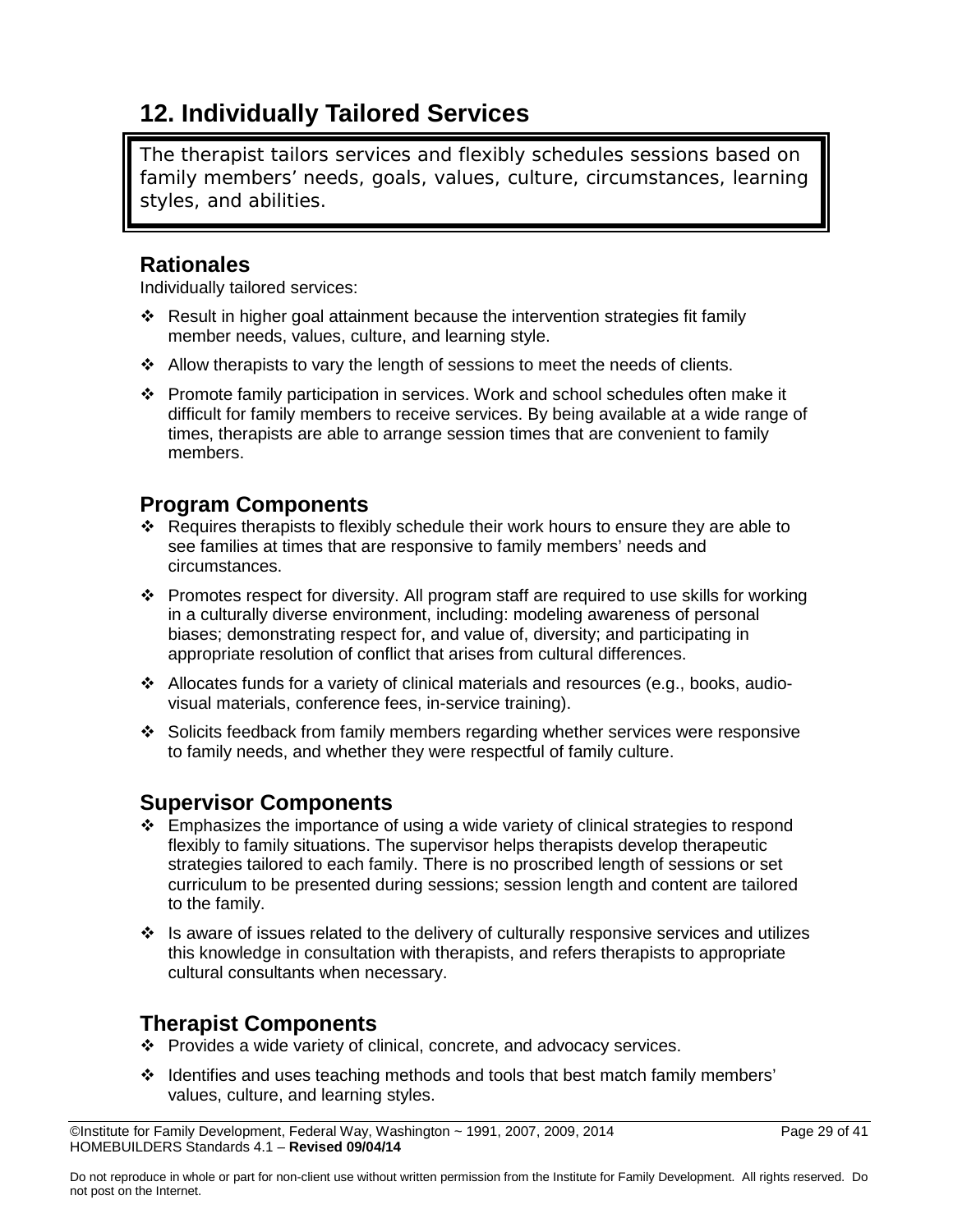# 12. Individually Tailored Services

> The therapist tailors services and flexibly schedules sessions based on family members' needs, goals, values, culture, circumstances, learning styles, and abilities.

## Rationales

Individually tailored services:

- Result in higher goal attainment because the intervention strategies fit family member needs, values, culture, and learning style.
- Allow therapists to vary the length of sessions to meet the needs of clients.
- Promote family participation in services. Work and school schedules often make it difficult for family members to receive services. By being available at a wide range of times, therapists are able to arrange session times that are convenient to family members.

## Program Components

- Requires therapists to flexibly schedule their work hours to ensure they are able to see families at times that are responsive to family members' needs and circumstances.
- Promotes respect for diversity. All program staff are required to use skills for working in a culturally diverse environment, including: modeling awareness of personal biases; demonstrating respect for, and value of, diversity; and participating in appropriate resolution of conflict that arises from cultural differences.
- Allocates funds for a variety of clinical materials and resources (e.g., books, audio-visual materials, conference fees, in-service training).
- Solicits feedback from family members regarding whether services were responsive to family needs, and whether they were respectful of family culture.

## Supervisor Components

- Emphasizes the importance of using a wide variety of clinical strategies to respond flexibly to family situations. The supervisor helps therapists develop therapeutic strategies tailored to each family. There is no proscribed length of sessions or set curriculum to be presented during sessions; session length and content are tailored to the family.
- Is aware of issues related to the delivery of culturally responsive services and utilizes this knowledge in consultation with therapists, and refers therapists to appropriate cultural consultants when necessary.

## Therapist Components

- Provides a wide variety of clinical, concrete, and advocacy services.
- Identifies and uses teaching methods and tools that best match family members' values, culture, and learning styles.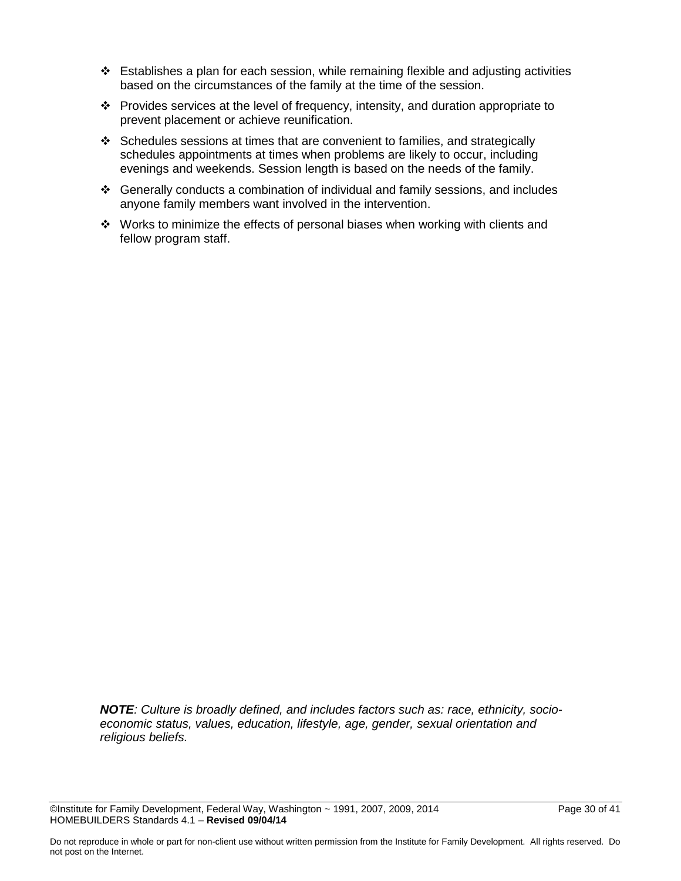- Establishes a plan for each session, while remaining flexible and adjusting activities based on the circumstances of the family at the time of the session.
- Provides services at the level of frequency, intensity, and duration appropriate to prevent placement or achieve reunification.
- Schedules sessions at times that are convenient to families, and strategically schedules appointments at times when problems are likely to occur, including evenings and weekends. Session length is based on the needs of the family.
- Generally conducts a combination of individual and family sessions, and includes anyone family members want involved in the intervention.
- Works to minimize the effects of personal biases when working with clients and fellow program staff.

***NOTE****: Culture is broadly defined, and includes factors such as: race, ethnicity, socio-economic status, values, education, lifestyle, age, gender, sexual orientation and religious beliefs.*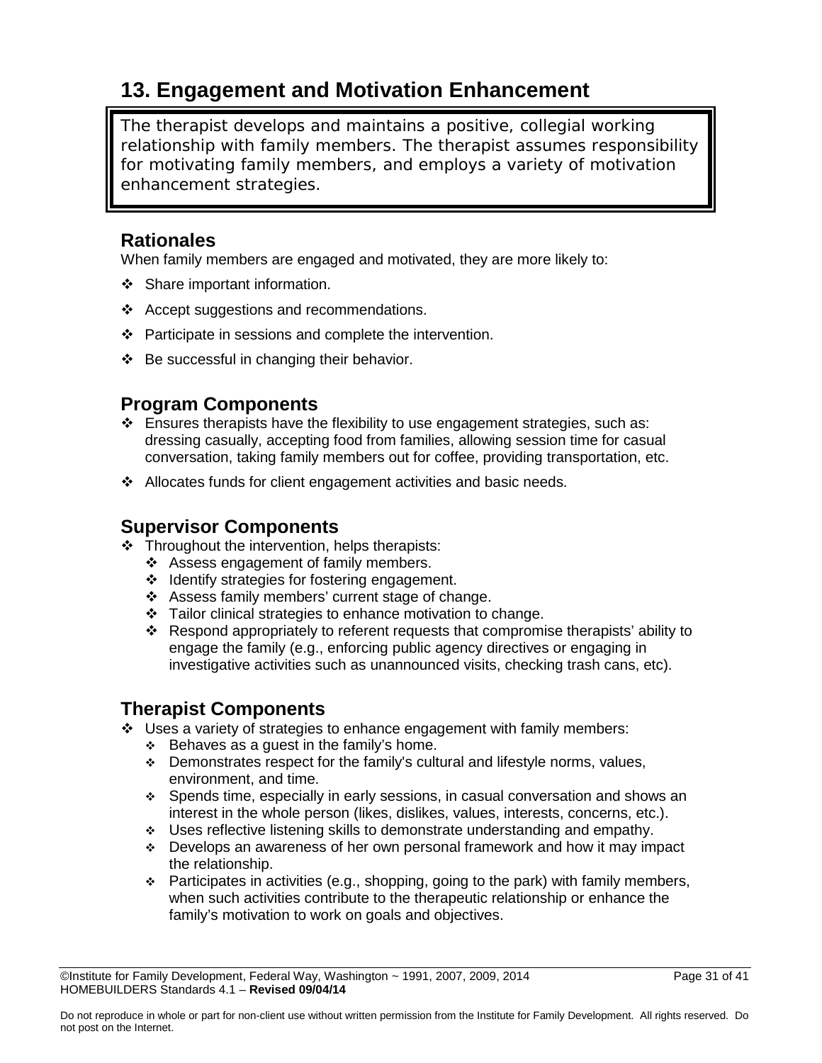## 13. Engagement and Motivation Enhancement

> The therapist develops and maintains a positive, collegial working relationship with family members. The therapist assumes responsibility for motivating family members, and employs a variety of motivation enhancement strategies.

### Rationales

When family members are engaged and motivated, they are more likely to:

- Share important information.
- Accept suggestions and recommendations.
- Participate in sessions and complete the intervention.
- Be successful in changing their behavior.

### Program Components

- Ensures therapists have the flexibility to use engagement strategies, such as: dressing casually, accepting food from families, allowing session time for casual conversation, taking family members out for coffee, providing transportation, etc.
- Allocates funds for client engagement activities and basic needs.

### Supervisor Components

- Throughout the intervention, helps therapists:
  - Assess engagement of family members.
  - Identify strategies for fostering engagement.
  - Assess family members' current stage of change.
  - Tailor clinical strategies to enhance motivation to change.
  - Respond appropriately to referent requests that compromise therapists' ability to engage the family (e.g., enforcing public agency directives or engaging in investigative activities such as unannounced visits, checking trash cans, etc).

### Therapist Components

- Uses a variety of strategies to enhance engagement with family members:
  - Behaves as a guest in the family's home.
  - Demonstrates respect for the family's cultural and lifestyle norms, values, environment, and time.
  - Spends time, especially in early sessions, in casual conversation and shows an interest in the whole person (likes, dislikes, values, interests, concerns, etc.).
  - Uses reflective listening skills to demonstrate understanding and empathy.
  - Develops an awareness of her own personal framework and how it may impact the relationship.
  - Participates in activities (e.g., shopping, going to the park) with family members, when such activities contribute to the therapeutic relationship or enhance the family's motivation to work on goals and objectives.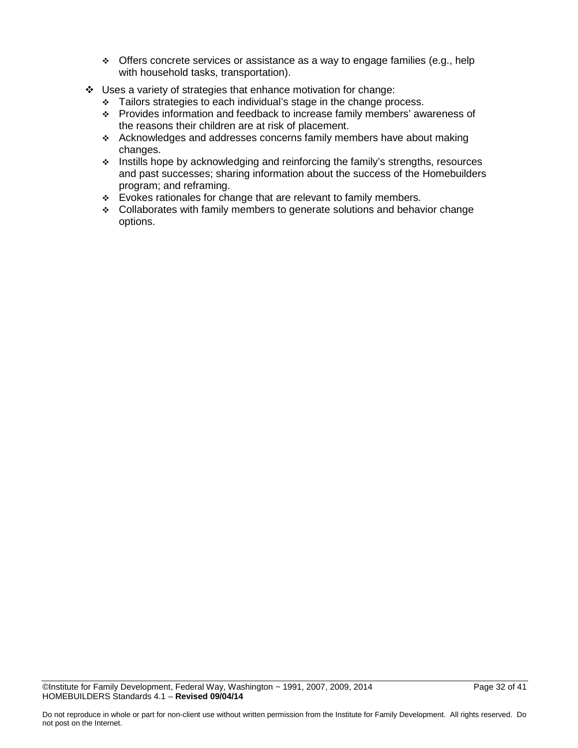- Offers concrete services or assistance as a way to engage families (e.g., help with household tasks, transportation).
- Uses a variety of strategies that enhance motivation for change:
    - Tailors strategies to each individual's stage in the change process.
    - Provides information and feedback to increase family members' awareness of the reasons their children are at risk of placement.
    - Acknowledges and addresses concerns family members have about making changes.
    - Instills hope by acknowledging and reinforcing the family's strengths, resources and past successes; sharing information about the success of the Homebuilders program; and reframing.
    - Evokes rationales for change that are relevant to family members.
    - Collaborates with family members to generate solutions and behavior change options.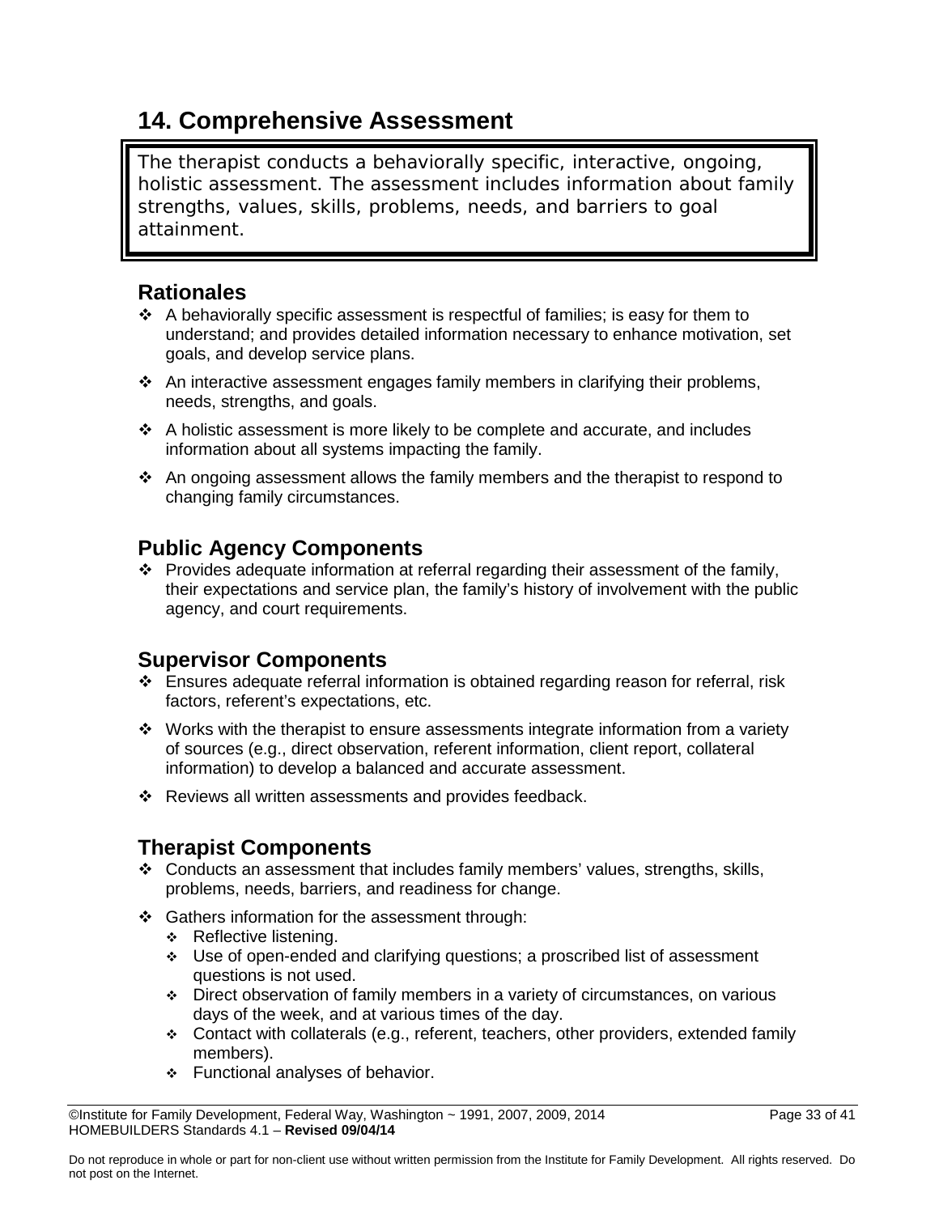## 14. Comprehensive Assessment

> The therapist conducts a behaviorally specific, interactive, ongoing, holistic assessment. The assessment includes information about family strengths, values, skills, problems, needs, and barriers to goal attainment.

### Rationales

- A behaviorally specific assessment is respectful of families; is easy for them to understand; and provides detailed information necessary to enhance motivation, set goals, and develop service plans.
- An interactive assessment engages family members in clarifying their problems, needs, strengths, and goals.
- A holistic assessment is more likely to be complete and accurate, and includes information about all systems impacting the family.
- An ongoing assessment allows the family members and the therapist to respond to changing family circumstances.

### Public Agency Components

- Provides adequate information at referral regarding their assessment of the family, their expectations and service plan, the family's history of involvement with the public agency, and court requirements.

### Supervisor Components

- Ensures adequate referral information is obtained regarding reason for referral, risk factors, referent's expectations, etc.
- Works with the therapist to ensure assessments integrate information from a variety of sources (e.g., direct observation, referent information, client report, collateral information) to develop a balanced and accurate assessment.
- Reviews all written assessments and provides feedback.

### Therapist Components

- Conducts an assessment that includes family members' values, strengths, skills, problems, needs, barriers, and readiness for change.
- Gathers information for the assessment through:
  - Reflective listening.
  - Use of open-ended and clarifying questions; a proscribed list of assessment questions is not used.
  - Direct observation of family members in a variety of circumstances, on various days of the week, and at various times of the day.
  - Contact with collaterals (e.g., referent, teachers, other providers, extended family members).
  - Functional analyses of behavior.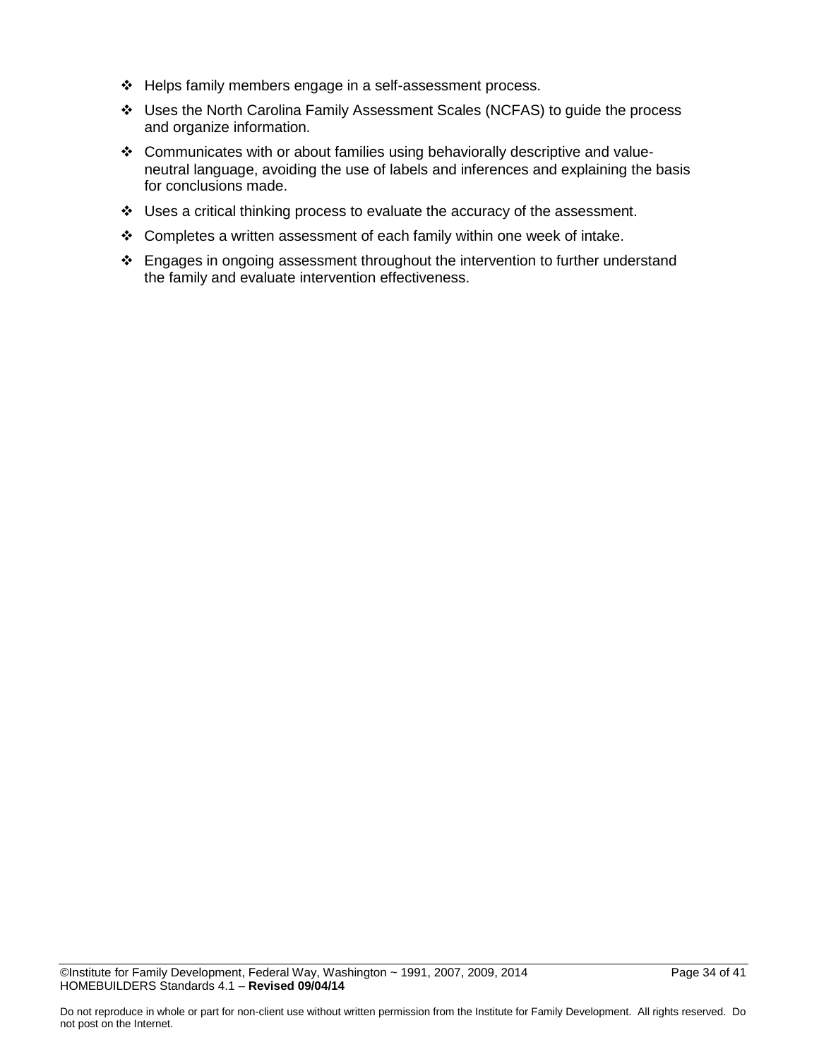- Helps family members engage in a self-assessment process.
- Uses the North Carolina Family Assessment Scales (NCFAS) to guide the process and organize information.
- Communicates with or about families using behaviorally descriptive and value-neutral language, avoiding the use of labels and inferences and explaining the basis for conclusions made.
- Uses a critical thinking process to evaluate the accuracy of the assessment.
- Completes a written assessment of each family within one week of intake.
- Engages in ongoing assessment throughout the intervention to further understand the family and evaluate intervention effectiveness.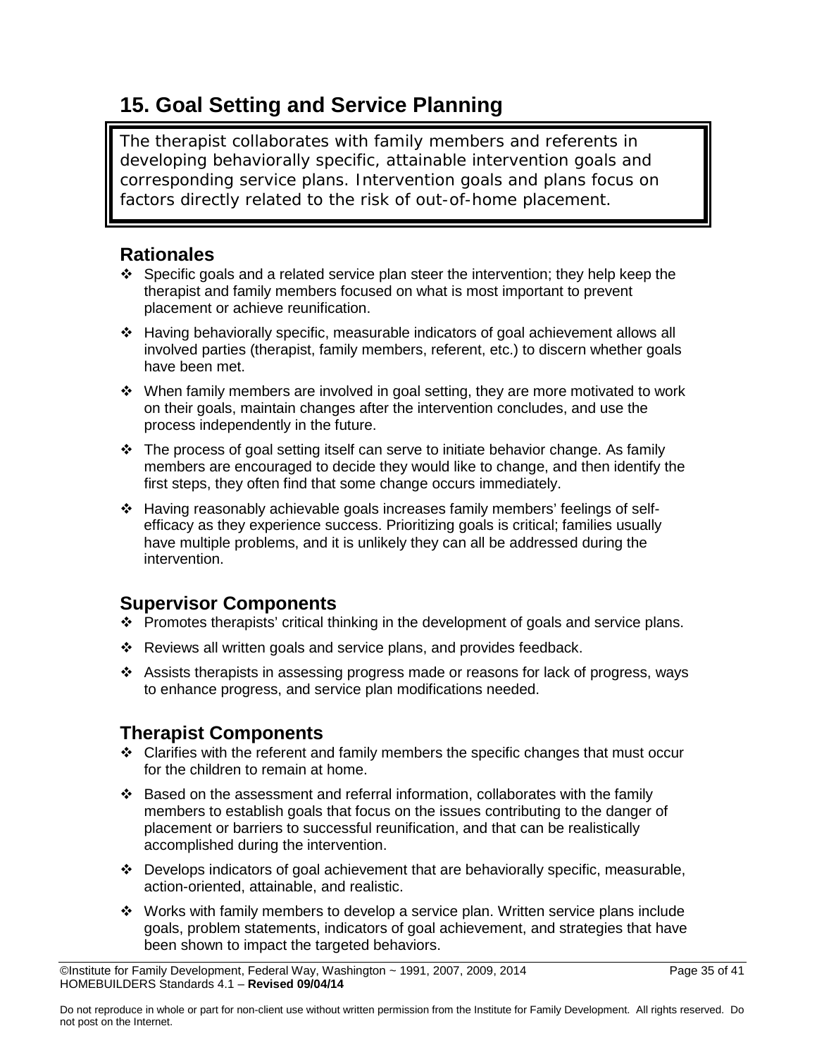## 15. Goal Setting and Service Planning

> The therapist collaborates with family members and referents in developing behaviorally specific, attainable intervention goals and corresponding service plans. Intervention goals and plans focus on factors directly related to the risk of out-of-home placement.

### Rationales

- Specific goals and a related service plan steer the intervention; they help keep the therapist and family members focused on what is most important to prevent placement or achieve reunification.
- Having behaviorally specific, measurable indicators of goal achievement allows all involved parties (therapist, family members, referent, etc.) to discern whether goals have been met.
- When family members are involved in goal setting, they are more motivated to work on their goals, maintain changes after the intervention concludes, and use the process independently in the future.
- The process of goal setting itself can serve to initiate behavior change. As family members are encouraged to decide they would like to change, and then identify the first steps, they often find that some change occurs immediately.
- Having reasonably achievable goals increases family members' feelings of self-efficacy as they experience success. Prioritizing goals is critical; families usually have multiple problems, and it is unlikely they can all be addressed during the intervention.

### Supervisor Components

- Promotes therapists' critical thinking in the development of goals and service plans.
- Reviews all written goals and service plans, and provides feedback.
- Assists therapists in assessing progress made or reasons for lack of progress, ways to enhance progress, and service plan modifications needed.

### Therapist Components

- Clarifies with the referent and family members the specific changes that must occur for the children to remain at home.
- Based on the assessment and referral information, collaborates with the family members to establish goals that focus on the issues contributing to the danger of placement or barriers to successful reunification, and that can be realistically accomplished during the intervention.
- Develops indicators of goal achievement that are behaviorally specific, measurable, action-oriented, attainable, and realistic.
- Works with family members to develop a service plan. Written service plans include goals, problem statements, indicators of goal achievement, and strategies that have been shown to impact the targeted behaviors.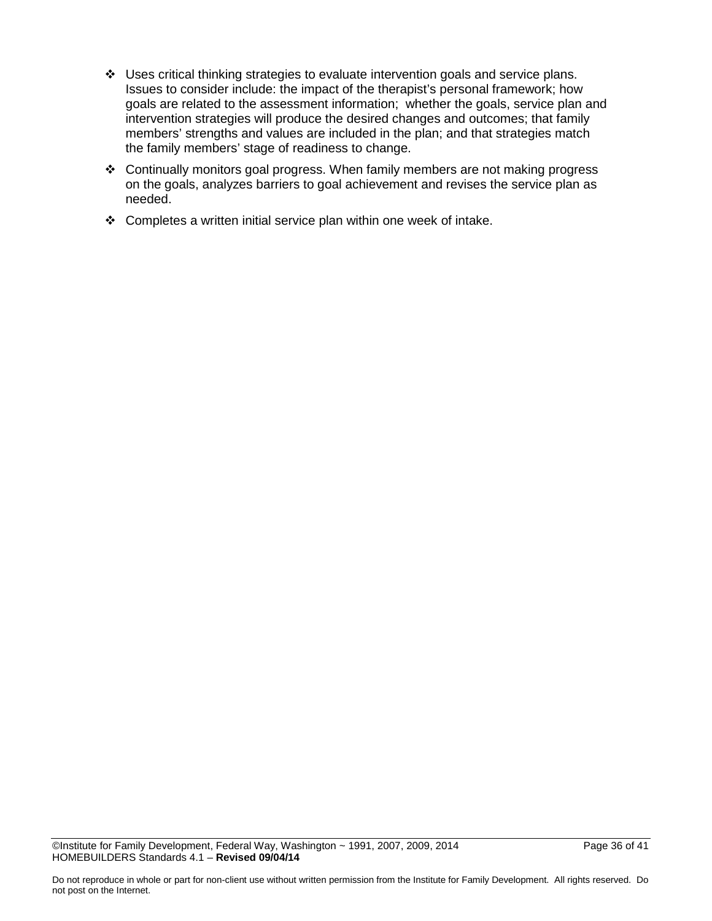- Uses critical thinking strategies to evaluate intervention goals and service plans. Issues to consider include: the impact of the therapist's personal framework; how goals are related to the assessment information; whether the goals, service plan and intervention strategies will produce the desired changes and outcomes; that family members' strengths and values are included in the plan; and that strategies match the family members' stage of readiness to change.
- Continually monitors goal progress. When family members are not making progress on the goals, analyzes barriers to goal achievement and revises the service plan as needed.
- Completes a written initial service plan within one week of intake.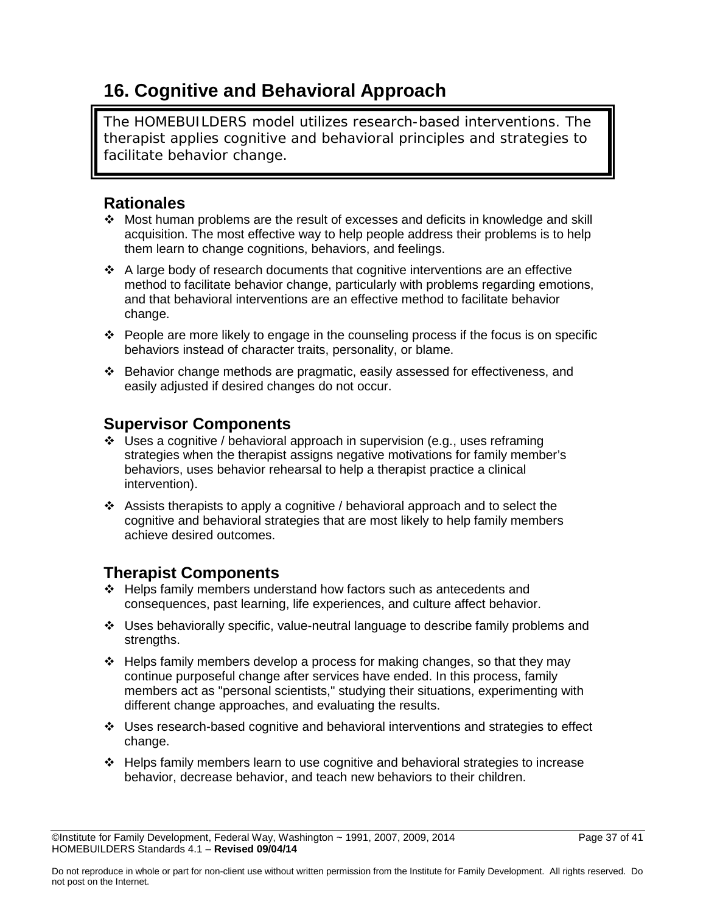# 16. Cognitive and Behavioral Approach

> The HOMEBUILDERS model utilizes research-based interventions. The therapist applies cognitive and behavioral principles and strategies to facilitate behavior change.

## Rationales

- Most human problems are the result of excesses and deficits in knowledge and skill acquisition. The most effective way to help people address their problems is to help them learn to change cognitions, behaviors, and feelings.
- A large body of research documents that cognitive interventions are an effective method to facilitate behavior change, particularly with problems regarding emotions, and that behavioral interventions are an effective method to facilitate behavior change.
- People are more likely to engage in the counseling process if the focus is on specific behaviors instead of character traits, personality, or blame.
- Behavior change methods are pragmatic, easily assessed for effectiveness, and easily adjusted if desired changes do not occur.

## Supervisor Components

- Uses a cognitive / behavioral approach in supervision (e.g., uses reframing strategies when the therapist assigns negative motivations for family member's behaviors, uses behavior rehearsal to help a therapist practice a clinical intervention).
- Assists therapists to apply a cognitive / behavioral approach and to select the cognitive and behavioral strategies that are most likely to help family members achieve desired outcomes.

## Therapist Components

- Helps family members understand how factors such as antecedents and consequences, past learning, life experiences, and culture affect behavior.
- Uses behaviorally specific, value-neutral language to describe family problems and strengths.
- Helps family members develop a process for making changes, so that they may continue purposeful change after services have ended. In this process, family members act as "personal scientists," studying their situations, experimenting with different change approaches, and evaluating the results.
- Uses research-based cognitive and behavioral interventions and strategies to effect change.
- Helps family members learn to use cognitive and behavioral strategies to increase behavior, decrease behavior, and teach new behaviors to their children.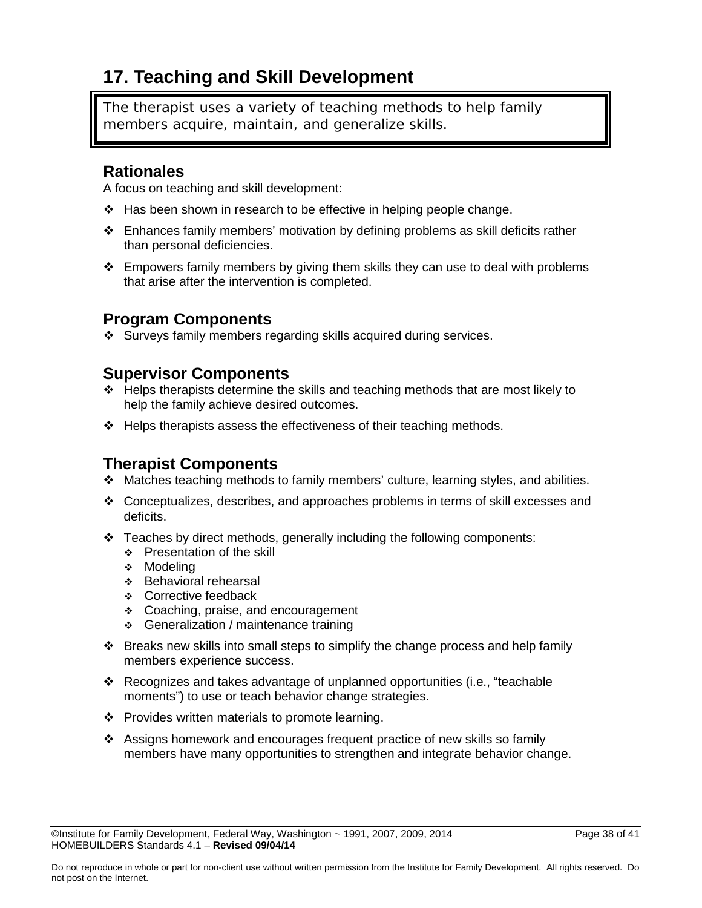# 17. Teaching and Skill Development

> The therapist uses a variety of teaching methods to help family members acquire, maintain, and generalize skills.

## Rationales

A focus on teaching and skill development:

- Has been shown in research to be effective in helping people change.
- Enhances family members' motivation by defining problems as skill deficits rather than personal deficiencies.
- Empowers family members by giving them skills they can use to deal with problems that arise after the intervention is completed.

## Program Components

- Surveys family members regarding skills acquired during services.

## Supervisor Components

- Helps therapists determine the skills and teaching methods that are most likely to help the family achieve desired outcomes.
- Helps therapists assess the effectiveness of their teaching methods.

## Therapist Components

- Matches teaching methods to family members' culture, learning styles, and abilities.
- Conceptualizes, describes, and approaches problems in terms of skill excesses and deficits.
- Teaches by direct methods, generally including the following components:
  - Presentation of the skill
  - Modeling
  - Behavioral rehearsal
  - Corrective feedback
  - Coaching, praise, and encouragement
  - Generalization / maintenance training
- Breaks new skills into small steps to simplify the change process and help family members experience success.
- Recognizes and takes advantage of unplanned opportunities (i.e., "teachable moments") to use or teach behavior change strategies.
- Provides written materials to promote learning.
- Assigns homework and encourages frequent practice of new skills so family members have many opportunities to strengthen and integrate behavior change.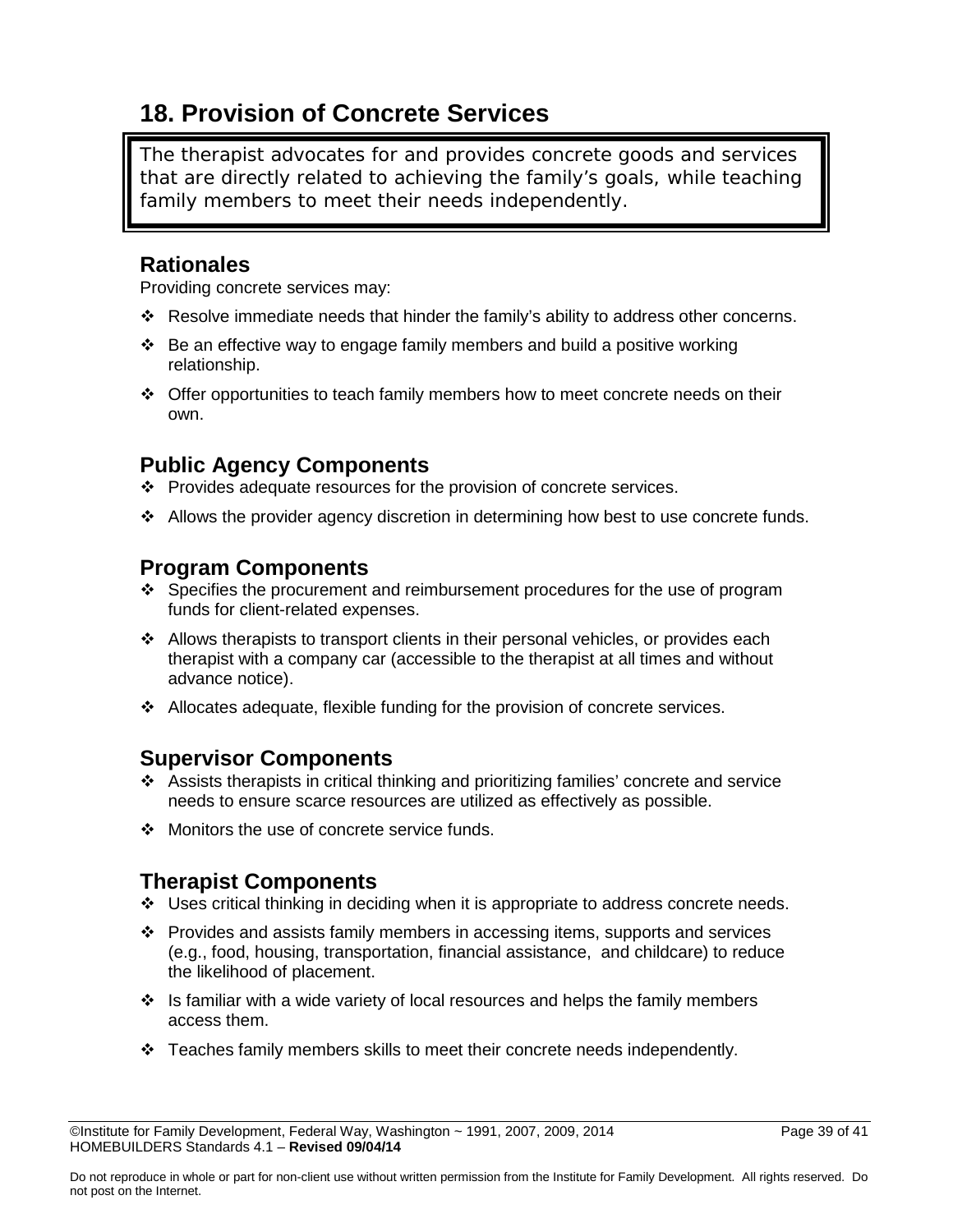## 18. Provision of Concrete Services

> The therapist advocates for and provides concrete goods and services that are directly related to achieving the family's goals, while teaching family members to meet their needs independently.

### Rationales

Providing concrete services may:

- Resolve immediate needs that hinder the family's ability to address other concerns.
- Be an effective way to engage family members and build a positive working relationship.
- Offer opportunities to teach family members how to meet concrete needs on their own.

### Public Agency Components

- Provides adequate resources for the provision of concrete services.
- Allows the provider agency discretion in determining how best to use concrete funds.

### Program Components

- Specifies the procurement and reimbursement procedures for the use of program funds for client-related expenses.
- Allows therapists to transport clients in their personal vehicles, or provides each therapist with a company car (accessible to the therapist at all times and without advance notice).
- Allocates adequate, flexible funding for the provision of concrete services.

### Supervisor Components

- Assists therapists in critical thinking and prioritizing families' concrete and service needs to ensure scarce resources are utilized as effectively as possible.
- Monitors the use of concrete service funds.

### Therapist Components

- Uses critical thinking in deciding when it is appropriate to address concrete needs.
- Provides and assists family members in accessing items, supports and services (e.g., food, housing, transportation, financial assistance, and childcare) to reduce the likelihood of placement.
- Is familiar with a wide variety of local resources and helps the family members access them.
- Teaches family members skills to meet their concrete needs independently.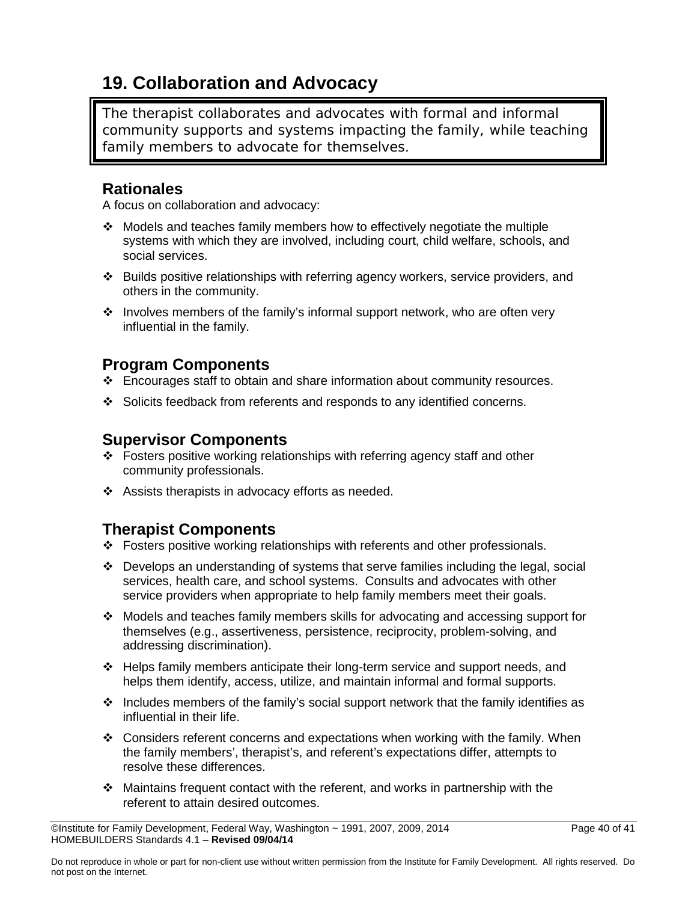# 19. Collaboration and Advocacy

> The therapist collaborates and advocates with formal and informal community supports and systems impacting the family, while teaching family members to advocate for themselves.

## Rationales

A focus on collaboration and advocacy:

- Models and teaches family members how to effectively negotiate the multiple systems with which they are involved, including court, child welfare, schools, and social services.
- Builds positive relationships with referring agency workers, service providers, and others in the community.
- Involves members of the family's informal support network, who are often very influential in the family.

## Program Components

- Encourages staff to obtain and share information about community resources.
- Solicits feedback from referents and responds to any identified concerns.

## Supervisor Components

- Fosters positive working relationships with referring agency staff and other community professionals.
- Assists therapists in advocacy efforts as needed.

## Therapist Components

- Fosters positive working relationships with referents and other professionals.
- Develops an understanding of systems that serve families including the legal, social services, health care, and school systems. Consults and advocates with other service providers when appropriate to help family members meet their goals.
- Models and teaches family members skills for advocating and accessing support for themselves (e.g., assertiveness, persistence, reciprocity, problem-solving, and addressing discrimination).
- Helps family members anticipate their long-term service and support needs, and helps them identify, access, utilize, and maintain informal and formal supports.
- Includes members of the family's social support network that the family identifies as influential in their life.
- Considers referent concerns and expectations when working with the family. When the family members', therapist's, and referent's expectations differ, attempts to resolve these differences.
- Maintains frequent contact with the referent, and works in partnership with the referent to attain desired outcomes.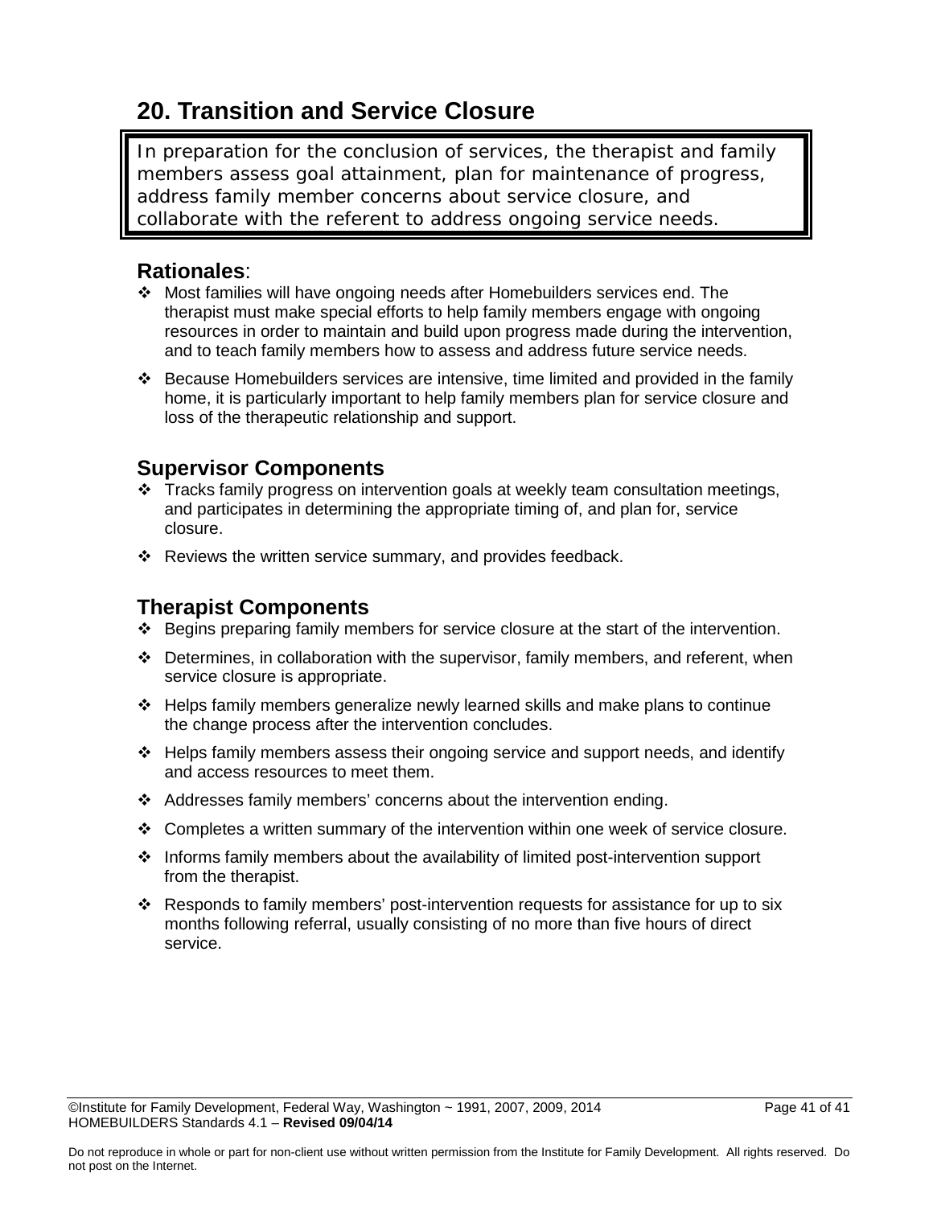## 20. Transition and Service Closure

In preparation for the conclusion of services, the therapist and family members assess goal attainment, plan for maintenance of progress, address family member concerns about service closure, and collaborate with the referent to address ongoing service needs.

### Rationales:

- Most families will have ongoing needs after Homebuilders services end. The therapist must make special efforts to help family members engage with ongoing resources in order to maintain and build upon progress made during the intervention, and to teach family members how to assess and address future service needs.
- Because Homebuilders services are intensive, time limited and provided in the family home, it is particularly important to help family members plan for service closure and loss of the therapeutic relationship and support.

### Supervisor Components

- Tracks family progress on intervention goals at weekly team consultation meetings, and participates in determining the appropriate timing of, and plan for, service closure.
- Reviews the written service summary, and provides feedback.

### Therapist Components

- Begins preparing family members for service closure at the start of the intervention.
- Determines, in collaboration with the supervisor, family members, and referent, when service closure is appropriate.
- Helps family members generalize newly learned skills and make plans to continue the change process after the intervention concludes.
- Helps family members assess their ongoing service and support needs, and identify and access resources to meet them.
- Addresses family members' concerns about the intervention ending.
- Completes a written summary of the intervention within one week of service closure.
- Informs family members about the availability of limited post-intervention support from the therapist.
- Responds to family members' post-intervention requests for assistance for up to six months following referral, usually consisting of no more than five hours of direct service.